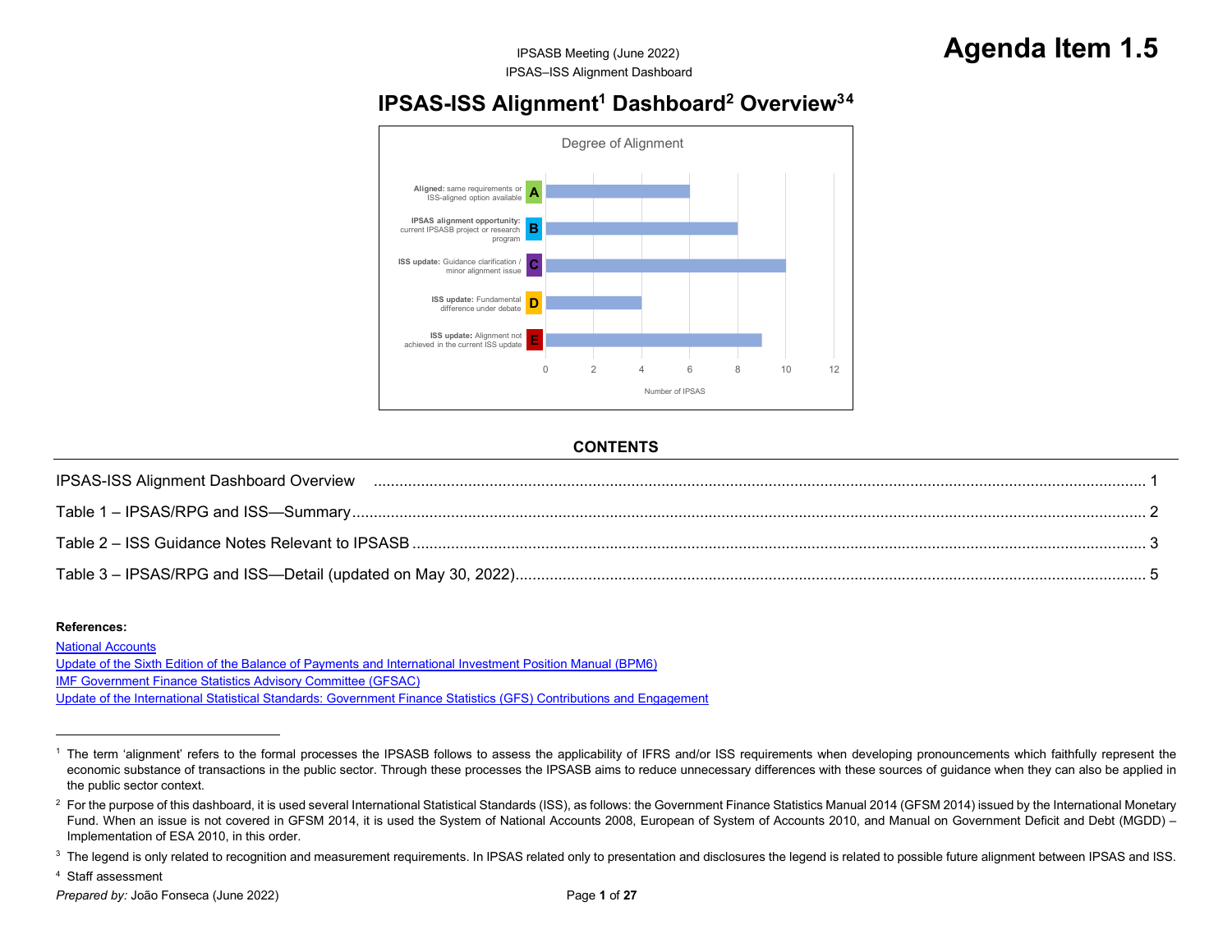IPSASB Meeting (June 2022)
IPSAS–ISS Alignment Dashboard

**Agenda Item 1.5**

# IPSAS-ISS Alignment[1] Dashboard[2] Overview[3,4]

Degree of Alignment

| Category | Description | Number of IPSAS |
|---|---|---|
| A | **Aligned:** same requirements or ISS-aligned option available | 6 |
| B | **IPSAS alignment opportunity:** current IPSASB project or research program | 8 |
| C | **ISS update:** Guidance clarification / minor alignment issue | 10 |
| D | **ISS update:** Fundamental difference under debate | 4 |
| E | **ISS update:** Alignment not achieved in the current ISS update | 9 |

## CONTENTS

IPSAS-ISS Alignment Dashboard Overview ..... 1

Table 1 – IPSAS/RPG and ISS—Summary ..... 2

Table 2 – ISS Guidance Notes Relevant to IPSASB ..... 3

Table 3 – IPSAS/RPG and ISS—Detail (updated on May 30, 2022) ..... 5

**References:**

National Accounts

Update of the Sixth Edition of the Balance of Payments and International Investment Position Manual (BPM6)

IMF Government Finance Statistics Advisory Committee (GFSAC)

Update of the International Statistical Standards: Government Finance Statistics (GFS) Contributions and Engagement

---

[1] The term 'alignment' refers to the formal processes the IPSASB follows to assess the applicability of IFRS and/or ISS requirements when developing pronouncements which faithfully represent the economic substance of transactions in the public sector. Through these processes the IPSASB aims to reduce unnecessary differences with these sources of guidance when they can also be applied in the public sector context.

[2] For the purpose of this dashboard, it is used several International Statistical Standards (ISS), as follows: the Government Finance Statistics Manual 2014 (GFSM 2014) issued by the International Monetary Fund. When an issue is not covered in GFSM 2014, it is used the System of National Accounts 2008, European of System of Accounts 2010, and Manual on Government Deficit and Debt (MGDD) – Implementation of ESA 2010, in this order.

[3] The legend is only related to recognition and measurement requirements. In IPSAS related only to presentation and disclosures the legend is related to possible future alignment between IPSAS and ISS.

[4] Staff assessment

*Prepared by:* João Fonseca (June 2022)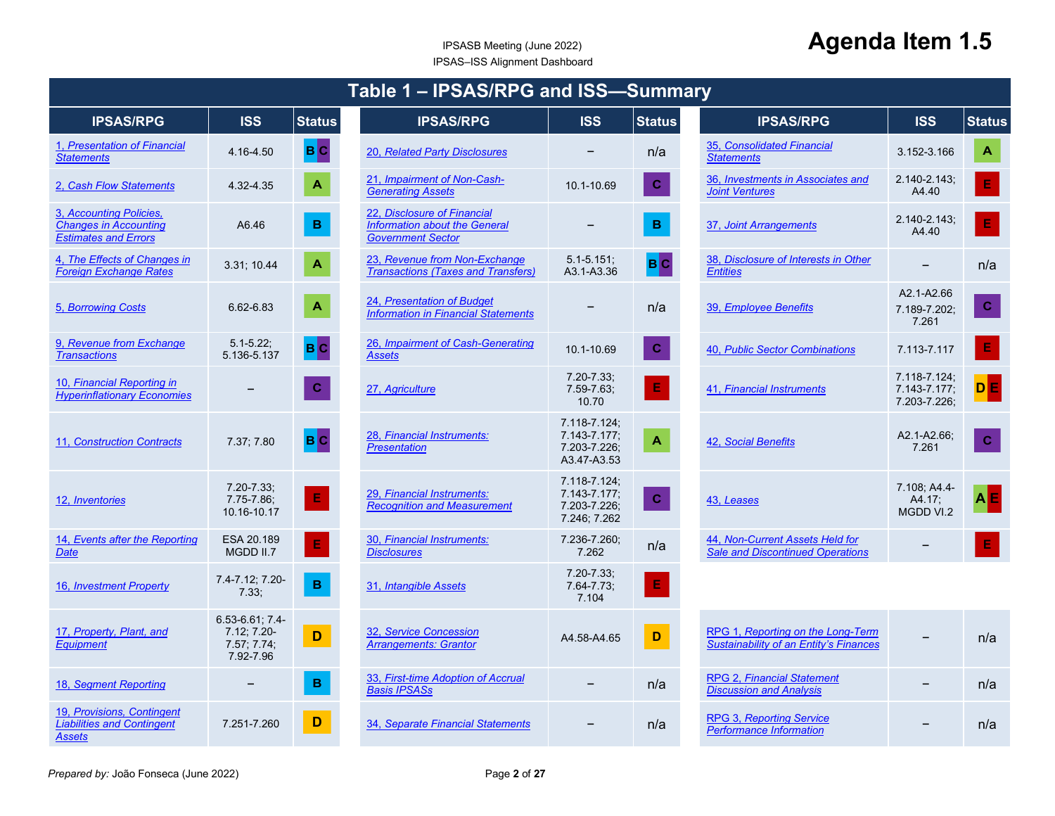IPSASB Meeting (June 2022)

IPSAS–ISS Alignment Dashboard

# Agenda Item 1.5

## Table 1 – IPSAS/RPG and ISS—Summary

| IPSAS/RPG | ISS | Status |
|---|---|---|
| 1, Presentation of Financial Statements | 4.16-4.50 | B C |
| 2, Cash Flow Statements | 4.32-4.35 | A |
| 3, Accounting Policies, Changes in Accounting Estimates and Errors | A6.46 | B |
| 4, The Effects of Changes in Foreign Exchange Rates | 3.31; 10.44 | A |
| 5, Borrowing Costs | 6.62-6.83 | A |
| 9, Revenue from Exchange Transactions | 5.1-5.22; 5.136-5.137 | B C |
| 10, Financial Reporting in Hyperinflationary Economies | – | C |
| 11, Construction Contracts | 7.37; 7.80 | B C |
| 12, Inventories | 7.20-7.33; 7.75-7.86; 10.16-10.17 | E |
| 14, Events after the Reporting Date | ESA 20.189 MGDD II.7 | E |
| 16, Investment Property | 7.4-7.12; 7.20-7.33; | B |
| 17, Property, Plant, and Equipment | 6.53-6.61; 7.4-7.12; 7.20-7.57; 7.74; 7.92-7.96 | D |
| 18, Segment Reporting | – | B |
| 19, Provisions, Contingent Liabilities and Contingent Assets | 7.251-7.260 | D |
| 20, Related Party Disclosures | – | n/a |
| 21, Impairment of Non-Cash-Generating Assets | 10.1-10.69 | C |
| 22, Disclosure of Financial Information about the General Government Sector | – | B |
| 23, Revenue from Non-Exchange Transactions (Taxes and Transfers) | 5.1-5.151; A3.1-A3.36 | B C |
| 24, Presentation of Budget Information in Financial Statements | – | n/a |
| 26, Impairment of Cash-Generating Assets | 10.1-10.69 | C |
| 27, Agriculture | 7.20-7.33; 7.59-7.63; 10.70 | E |
| 28, Financial Instruments: Presentation | 7.118-7.124; 7.143-7.177; 7.203-7.226; A3.47-A3.53 | A |
| 29, Financial Instruments: Recognition and Measurement | 7.118-7.124; 7.143-7.177; 7.203-7.226; 7.246; 7.262 | C |
| 30, Financial Instruments: Disclosures | 7.236-7.260; 7.262 | n/a |
| 31, Intangible Assets | 7.20-7.33; 7.64-7.73; 7.104 | E |
| 32, Service Concession Arrangements: Grantor | A4.58-A4.65 | D |
| 33, First-time Adoption of Accrual Basis IPSASs | – | n/a |
| 34, Separate Financial Statements | – | n/a |
| 35, Consolidated Financial Statements | 3.152-3.166 | A |
| 36, Investments in Associates and Joint Ventures | 2.140-2.143; A4.40 | E |
| 37, Joint Arrangements | 2.140-2.143; A4.40 | E |
| 38, Disclosure of Interests in Other Entities | – | n/a |
| 39, Employee Benefits | A2.1-A2.66 7.189-7.202; 7.261 | C |
| 40, Public Sector Combinations | 7.113-7.117 | E |
| 41, Financial Instruments | 7.118-7.124; 7.143-7.177; 7.203-7.226; | D E |
| 42, Social Benefits | A2.1-A2.66; 7.261 | C |
| 43, Leases | 7.108; A4.4-A4.17; MGDD VI.2 | A E |
| 44, Non-Current Assets Held for Sale and Discontinued Operations | – | E |
| RPG 1, Reporting on the Long-Term Sustainability of an Entity's Finances | – | n/a |
| RPG 2, Financial Statement Discussion and Analysis | – | n/a |
| RPG 3, Reporting Service Performance Information | – | n/a |

*Prepared by:* João Fonseca (June 2022)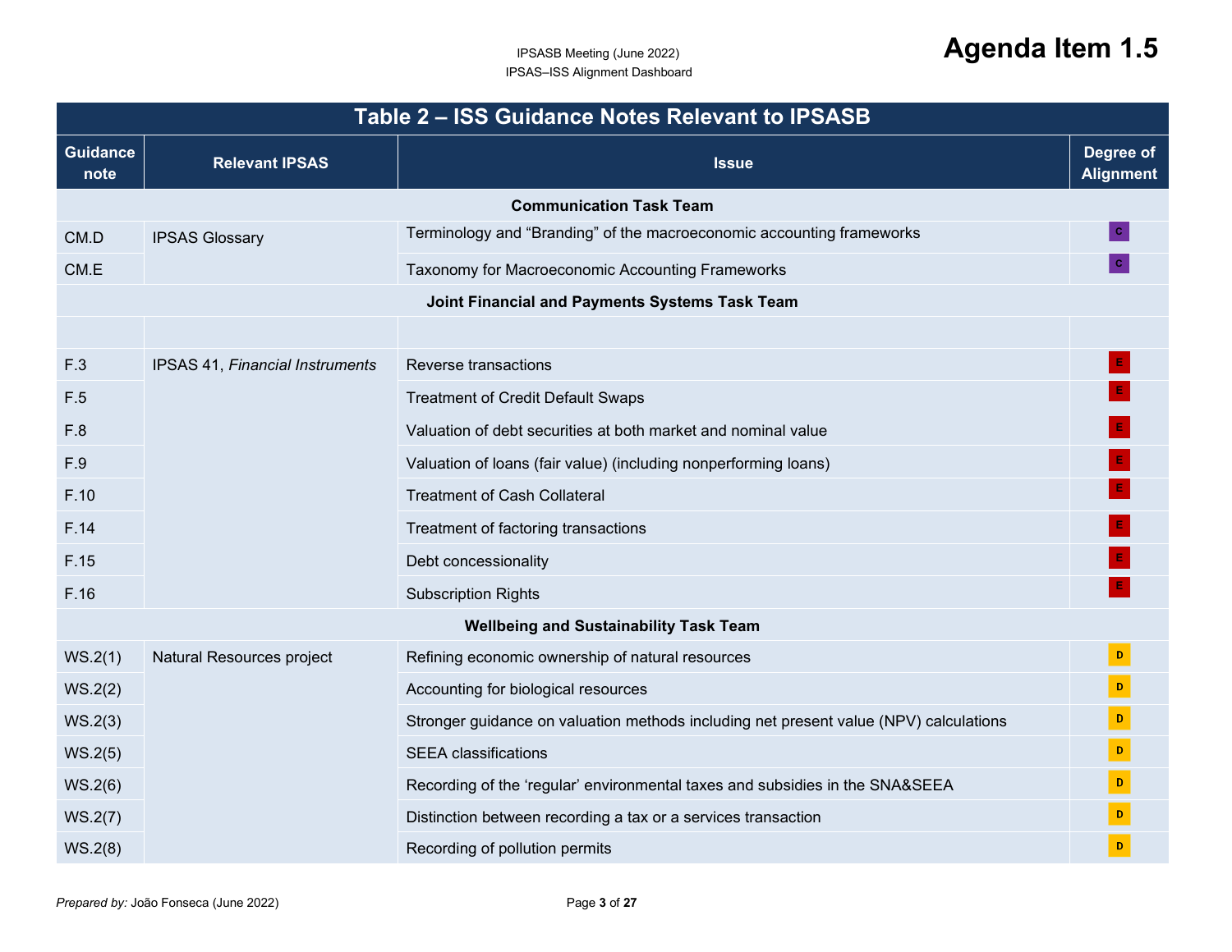## Table 2 – ISS Guidance Notes Relevant to IPSASB

| Guidance note | Relevant IPSAS | Issue | Degree of Alignment |
| --- | --- | --- | --- |
| **Communication Task Team** | | | |
| CM.D | IPSAS Glossary | Terminology and "Branding" of the macroeconomic accounting frameworks | C |
| CM.E | | Taxonomy for Macroeconomic Accounting Frameworks | C |
| **Joint Financial and Payments Systems Task Team** | | | |
| | | | |
| F.3 | IPSAS 41, *Financial Instruments* | Reverse transactions | E |
| F.5 | | Treatment of Credit Default Swaps | E |
| F.8 | | Valuation of debt securities at both market and nominal value | E |
| F.9 | | Valuation of loans (fair value) (including nonperforming loans) | E |
| F.10 | | Treatment of Cash Collateral | E |
| F.14 | | Treatment of factoring transactions | E |
| F.15 | | Debt concessionality | E |
| F.16 | | Subscription Rights | E |
| **Wellbeing and Sustainability Task Team** | | | |
| WS.2(1) | Natural Resources project | Refining economic ownership of natural resources | D |
| WS.2(2) | | Accounting for biological resources | D |
| WS.2(3) | | Stronger guidance on valuation methods including net present value (NPV) calculations | D |
| WS.2(5) | | SEEA classifications | D |
| WS.2(6) | | Recording of the 'regular' environmental taxes and subsidies in the SNA&SEEA | D |
| WS.2(7) | | Distinction between recording a tax or a services transaction | D |
| WS.2(8) | | Recording of pollution permits | D |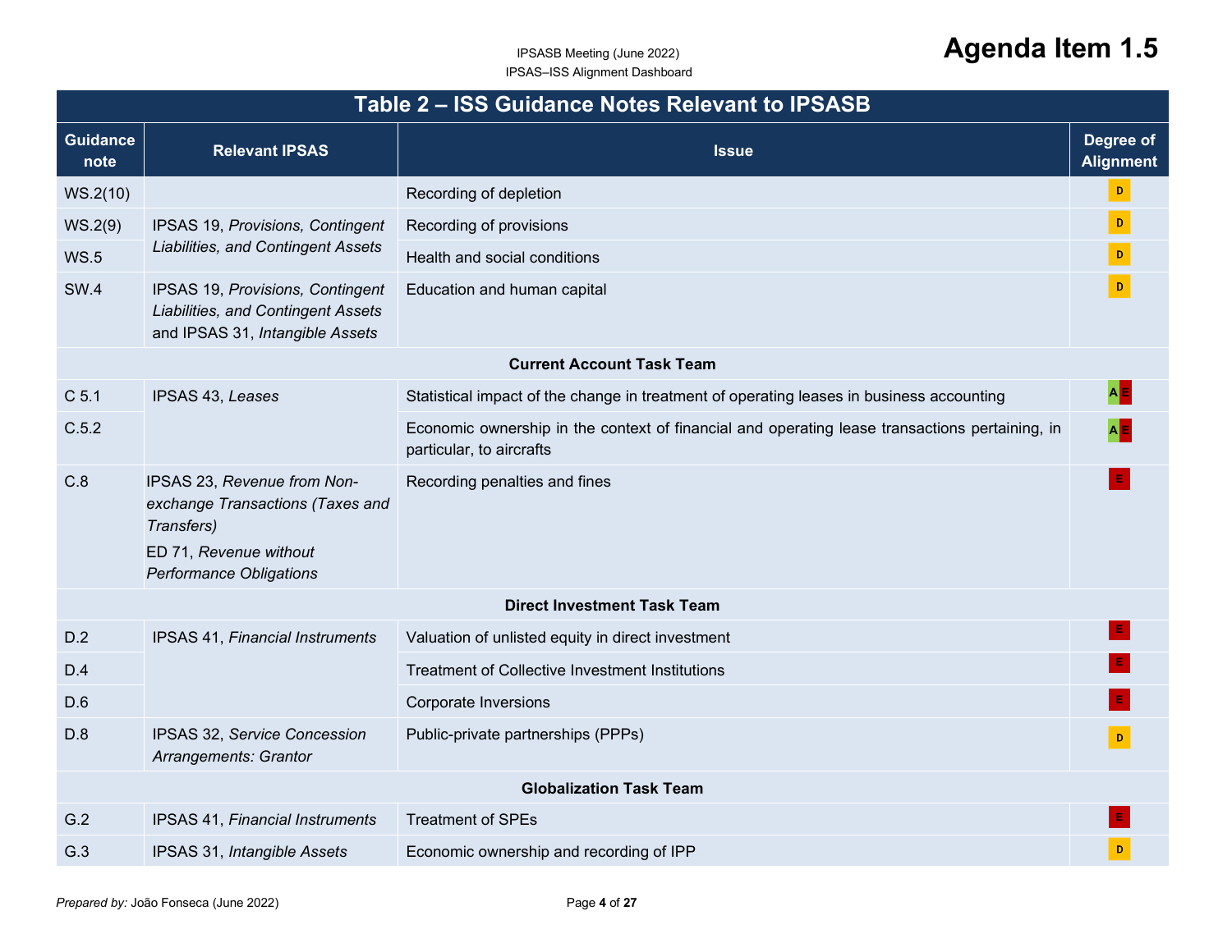## Table 2 – ISS Guidance Notes Relevant to IPSASB

| Guidance note | Relevant IPSAS | Issue | Degree of Alignment |
|---|---|---|---|
| WS.2(10) | | Recording of depletion | D |
| WS.2(9) | IPSAS 19, *Provisions, Contingent Liabilities, and Contingent Assets* | Recording of provisions | D |
| WS.5 | | Health and social conditions | D |
| SW.4 | IPSAS 19, *Provisions, Contingent Liabilities, and Contingent Assets* and IPSAS 31, *Intangible Assets* | Education and human capital | D |
| **Current Account Task Team** | | | |
| C 5.1 | IPSAS 43, *Leases* | Statistical impact of the change in treatment of operating leases in business accounting | A E |
| C.5.2 | | Economic ownership in the context of financial and operating lease transactions pertaining, in particular, to aircrafts | A E |
| C.8 | IPSAS 23, *Revenue from Non-exchange Transactions (Taxes and Transfers)* ED 71, *Revenue without Performance Obligations* | Recording penalties and fines | E |
| **Direct Investment Task Team** | | | |
| D.2 | IPSAS 41, *Financial Instruments* | Valuation of unlisted equity in direct investment | E |
| D.4 | | Treatment of Collective Investment Institutions | E |
| D.6 | | Corporate Inversions | E |
| D.8 | IPSAS 32, *Service Concession Arrangements: Grantor* | Public-private partnerships (PPPs) | D |
| **Globalization Task Team** | | | |
| G.2 | IPSAS 41, *Financial Instruments* | Treatment of SPEs | E |
| G.3 | IPSAS 31, *Intangible Assets* | Economic ownership and recording of IPP | D |

*Prepared by:* João Fonseca (June 2022)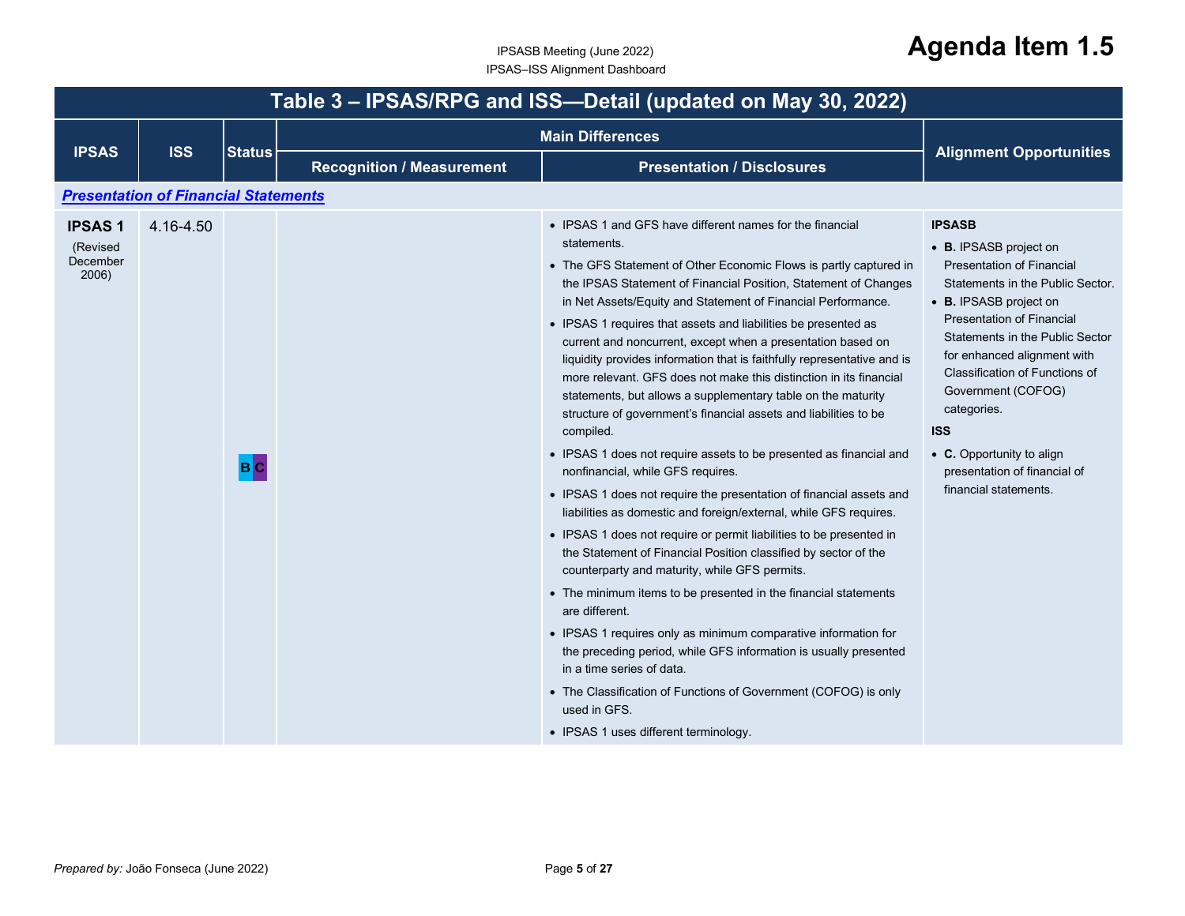# Table 3 – IPSAS/RPG and ISS—Detail (updated on May 30, 2022)

| IPSAS | ISS | Status | Main Differences | | Alignment Opportunities |
|---|---|---|---|---|---|
| | | | Recognition / Measurement | Presentation / Disclosures | |
| ***Presentation of Financial Statements*** | | | | | |
| **IPSAS 1** (Revised December 2006) | 4.16-4.50 | B C | | • IPSAS 1 and GFS have different names for the financial statements.<br>• The GFS Statement of Other Economic Flows is partly captured in the IPSAS Statement of Financial Position, Statement of Changes in Net Assets/Equity and Statement of Financial Performance.<br>• IPSAS 1 requires that assets and liabilities be presented as current and noncurrent, except when a presentation based on liquidity provides information that is faithfully representative and is more relevant. GFS does not make this distinction in its financial statements, but allows a supplementary table on the maturity structure of government's financial assets and liabilities to be compiled.<br>• IPSAS 1 does not require assets to be presented as financial and nonfinancial, while GFS requires.<br>• IPSAS 1 does not require the presentation of financial assets and liabilities as domestic and foreign/external, while GFS requires.<br>• IPSAS 1 does not require or permit liabilities to be presented in the Statement of Financial Position classified by sector of the counterparty and maturity, while GFS permits.<br>• The minimum items to be presented in the financial statements are different.<br>• IPSAS 1 requires only as minimum comparative information for the preceding period, while GFS information is usually presented in a time series of data.<br>• The Classification of Functions of Government (COFOG) is only used in GFS.<br>• IPSAS 1 uses different terminology. | **IPSASB**<br>• **B.** IPSASB project on Presentation of Financial Statements in the Public Sector.<br>• **B.** IPSASB project on Presentation of Financial Statements in the Public Sector for enhanced alignment with Classification of Functions of Government (COFOG) categories.<br>**ISS**<br>• **C.** Opportunity to align presentation of financial of financial statements. |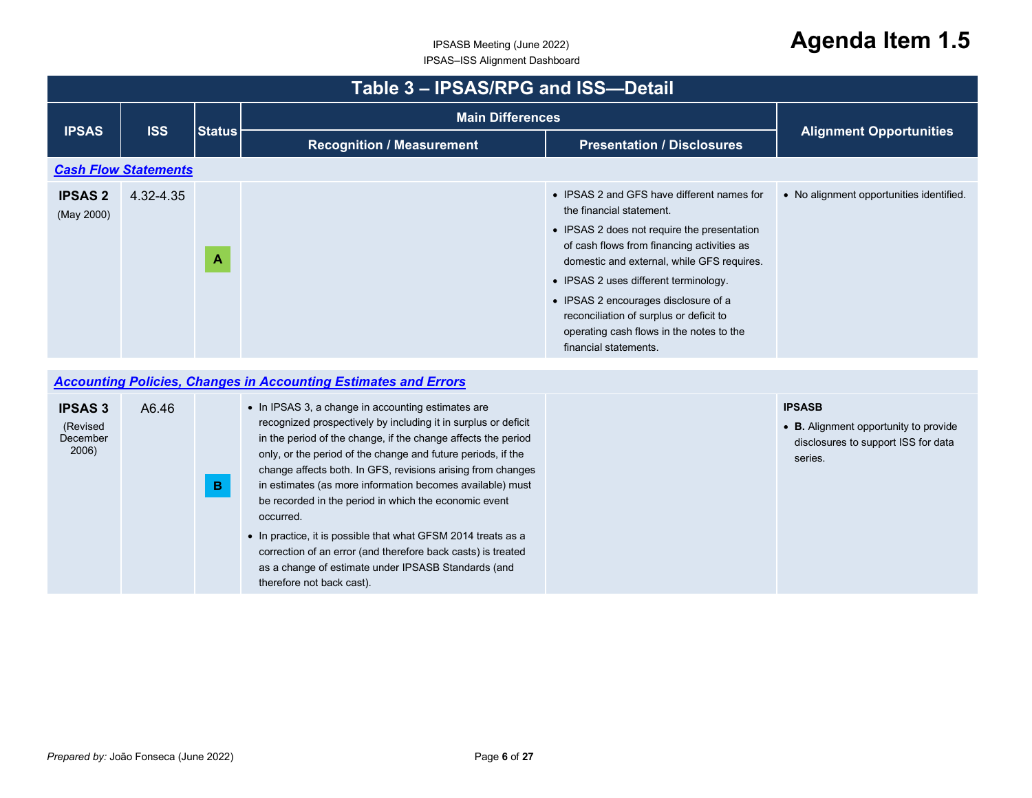IPSASB Meeting (June 2022)
IPSAS–ISS Alignment Dashboard

# Agenda Item 1.5

## Table 3 – IPSAS/RPG and ISS—Detail

| IPSAS | ISS | Status | Main Differences | | Alignment Opportunities |
|---|---|---|---|---|---|
| | | | Recognition / Measurement | Presentation / Disclosures | |
| ***Cash Flow Statements*** | | | | | |
| **IPSAS 2** (May 2000) | 4.32-4.35 | A | | • IPSAS 2 and GFS have different names for the financial statement.<br>• IPSAS 2 does not require the presentation of cash flows from financing activities as domestic and external, while GFS requires.<br>• IPSAS 2 uses different terminology.<br>• IPSAS 2 encourages disclosure of a reconciliation of surplus or deficit to operating cash flows in the notes to the financial statements. | • No alignment opportunities identified. |
| ***Accounting Policies, Changes in Accounting Estimates and Errors*** | | | | | |
| **IPSAS 3** (Revised December 2006) | A6.46 | B | • In IPSAS 3, a change in accounting estimates are recognized prospectively by including it in surplus or deficit in the period of the change, if the change affects the period only, or the period of the change and future periods, if the change affects both. In GFS, revisions arising from changes in estimates (as more information becomes available) must be recorded in the period in which the economic event occurred.<br>• In practice, it is possible that what GFSM 2014 treats as a correction of an error (and therefore back casts) is treated as a change of estimate under IPSASB Standards (and therefore not back cast). | | **IPSASB**<br>• **B.** Alignment opportunity to provide disclosures to support ISS for data series. |

*Prepared by:* João Fonseca (June 2022)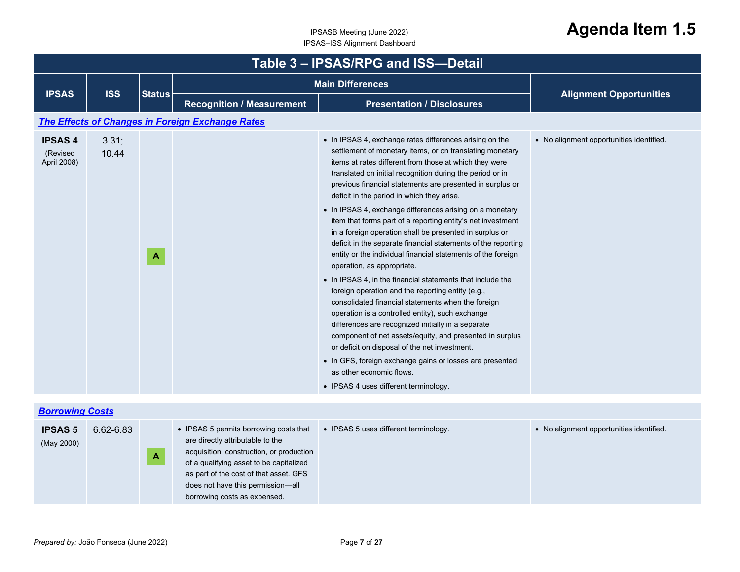# Table 3 – IPSAS/RPG and ISS—Detail

| IPSAS | ISS | Status | Main Differences | | Alignment Opportunities |
|---|---|---|---|---|---|
| | | | Recognition / Measurement | Presentation / Disclosures | |
| ***The Effects of Changes in Foreign Exchange Rates*** | | | | | |
| **IPSAS 4** (Revised April 2008) | 3.31; 10.44 | A | | • In IPSAS 4, exchange rates differences arising on the settlement of monetary items, or on translating monetary items at rates different from those at which they were translated on initial recognition during the period or in previous financial statements are presented in surplus or deficit in the period in which they arise.<br>• In IPSAS 4, exchange differences arising on a monetary item that forms part of a reporting entity's net investment in a foreign operation shall be presented in surplus or deficit in the separate financial statements of the reporting entity or the individual financial statements of the foreign operation, as appropriate.<br>• In IPSAS 4, in the financial statements that include the foreign operation and the reporting entity (e.g., consolidated financial statements when the foreign operation is a controlled entity), such exchange differences are recognized initially in a separate component of net assets/equity, and presented in surplus or deficit on disposal of the net investment.<br>• In GFS, foreign exchange gains or losses are presented as other economic flows.<br>• IPSAS 4 uses different terminology. | • No alignment opportunities identified. |
| ***Borrowing Costs*** | | | | | |
| **IPSAS 5** (May 2000) | 6.62-6.83 | A | • IPSAS 5 permits borrowing costs that are directly attributable to the acquisition, construction, or production of a qualifying asset to be capitalized as part of the cost of that asset. GFS does not have this permission—all borrowing costs as expensed. | • IPSAS 5 uses different terminology. | • No alignment opportunities identified. |

*Prepared by:* João Fonseca (June 2022)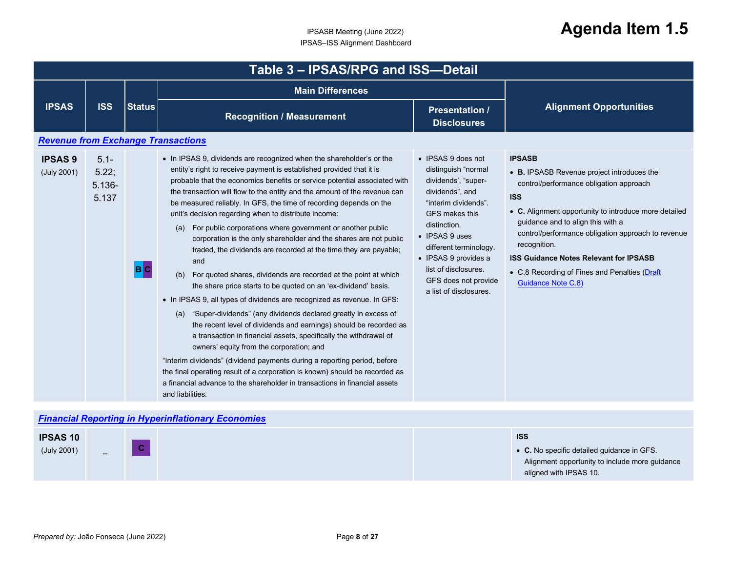## Table 3 – IPSAS/RPG and ISS—Detail

| IPSAS | ISS | Status | Main Differences | | Alignment Opportunities |
|---|---|---|---|---|---|
| | | | Recognition / Measurement | Presentation / Disclosures | |
| ***Revenue from Exchange Transactions*** | | | | | |
| **IPSAS 9** (July 2001) | 5.1-5.22; 5.136-5.137 | B C | • In IPSAS 9, dividends are recognized when the shareholder's or the entity's right to receive payment is established provided that it is probable that the economics benefits or service potential associated with the transaction will flow to the entity and the amount of the revenue can be measured reliably. In GFS, the time of recording depends on the unit's decision regarding when to distribute income:<br>(a) For public corporations where government or another public corporation is the only shareholder and the shares are not public traded, the dividends are recorded at the time they are payable; and<br>(b) For quoted shares, dividends are recorded at the point at which the share price starts to be quoted on an 'ex-dividend' basis.<br>• In IPSAS 9, all types of dividends are recognized as revenue. In GFS:<br>(a) "Super-dividends" (any dividends declared greatly in excess of the recent level of dividends and earnings) should be recorded as a transaction in financial assets, specifically the withdrawal of owners' equity from the corporation; and<br>"Interim dividends" (dividend payments during a reporting period, before the final operating result of a corporation is known) should be recorded as a financial advance to the shareholder in transactions in financial assets and liabilities. | • IPSAS 9 does not distinguish "normal dividends', "super-dividends", and "interim dividends". GFS makes this distinction.<br>• IPSAS 9 uses different terminology.<br>• IPSAS 9 provides a list of disclosures. GFS does not provide a list of disclosures. | **IPSASB**<br>• **B.** IPSASB Revenue project introduces the control/performance obligation approach<br>**ISS**<br>• **C.** Alignment opportunity to introduce more detailed guidance and to align this with a control/performance obligation approach to revenue recognition.<br>**ISS Guidance Notes Relevant for IPSASB**<br>• C.8 Recording of Fines and Penalties (Draft Guidance Note C.8) |
| ***Financial Reporting in Hyperinflationary Economies*** | | | | | |
| **IPSAS 10** (July 2001) | – | C | | | **ISS**<br>• **C.** No specific detailed guidance in GFS. Alignment opportunity to include more guidance aligned with IPSAS 10. |

*Prepared by:* João Fonseca (June 2022)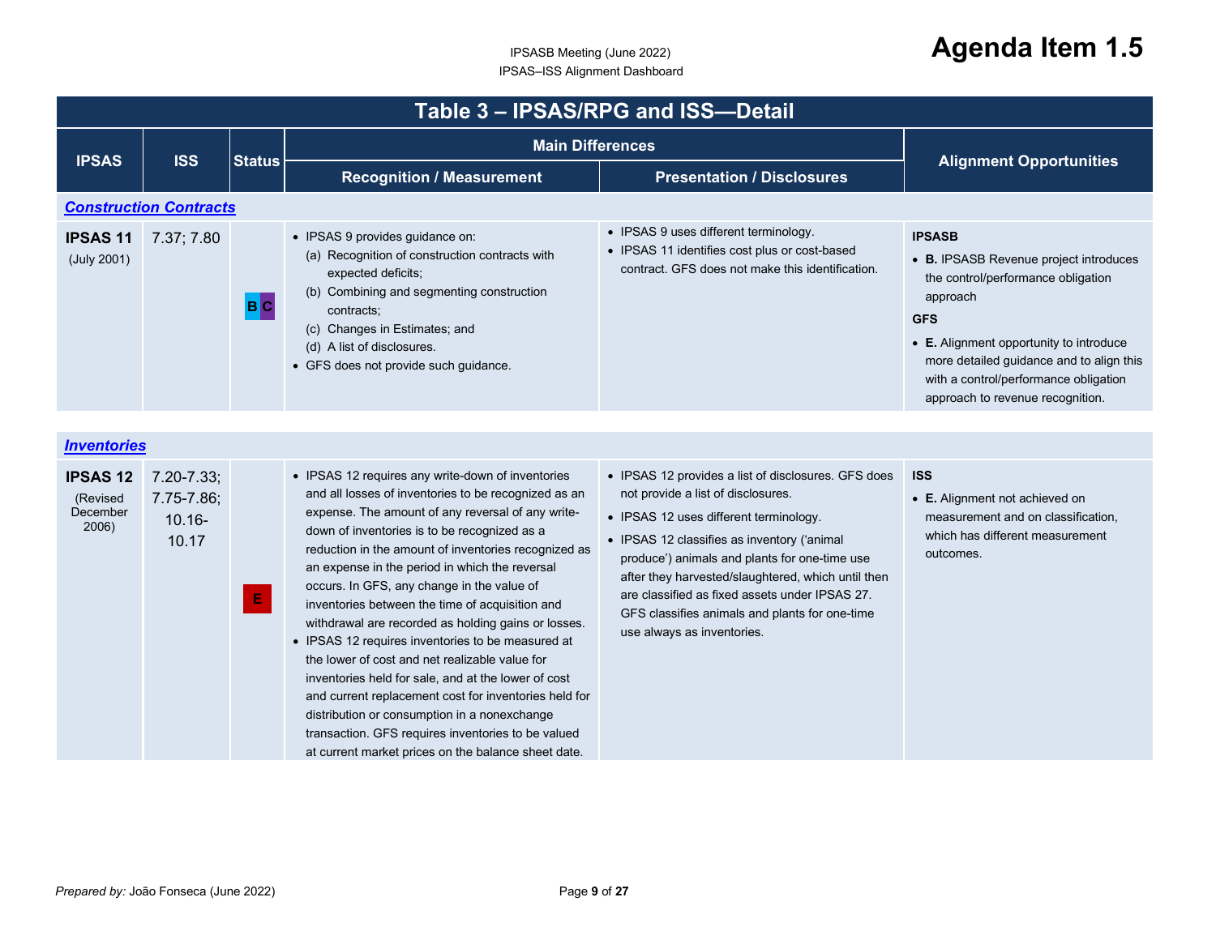# Table 3 – IPSAS/RPG and ISS—Detail

| IPSAS | ISS | Status | Main Differences | | Alignment Opportunities |
|---|---|---|---|---|---|
| | | | Recognition / Measurement | Presentation / Disclosures | |
| ***Construction Contracts*** | | | | | |
| **IPSAS 11** (July 2001) | 7.37; 7.80 | B C | • IPSAS 9 provides guidance on: (a) Recognition of construction contracts with expected deficits; (b) Combining and segmenting construction contracts; (c) Changes in Estimates; and (d) A list of disclosures. • GFS does not provide such guidance. | • IPSAS 9 uses different terminology. • IPSAS 11 identifies cost plus or cost-based contract. GFS does not make this identification. | **IPSASB** • **B.** IPSASB Revenue project introduces the control/performance obligation approach **GFS** • **E.** Alignment opportunity to introduce more detailed guidance and to align this with a control/performance obligation approach to revenue recognition. |
| ***Inventories*** | | | | | |
| **IPSAS 12** (Revised December 2006) | 7.20-7.33; 7.75-7.86; 10.16-10.17 | E | • IPSAS 12 requires any write-down of inventories and all losses of inventories to be recognized as an expense. The amount of any reversal of any write-down of inventories is to be recognized as a reduction in the amount of inventories recognized as an expense in the period in which the reversal occurs. In GFS, any change in the value of inventories between the time of acquisition and withdrawal are recorded as holding gains or losses. • IPSAS 12 requires inventories to be measured at the lower of cost and net realizable value for inventories held for sale, and at the lower of cost and current replacement cost for inventories held for distribution or consumption in a nonexchange transaction. GFS requires inventories to be valued at current market prices on the balance sheet date. | • IPSAS 12 provides a list of disclosures. GFS does not provide a list of disclosures. • IPSAS 12 uses different terminology. • IPSAS 12 classifies as inventory ('animal produce') animals and plants for one-time use after they harvested/slaughtered, which until then are classified as fixed assets under IPSAS 27. GFS classifies animals and plants for one-time use always as inventories. | **ISS** • **E.** Alignment not achieved on measurement and on classification, which has different measurement outcomes. |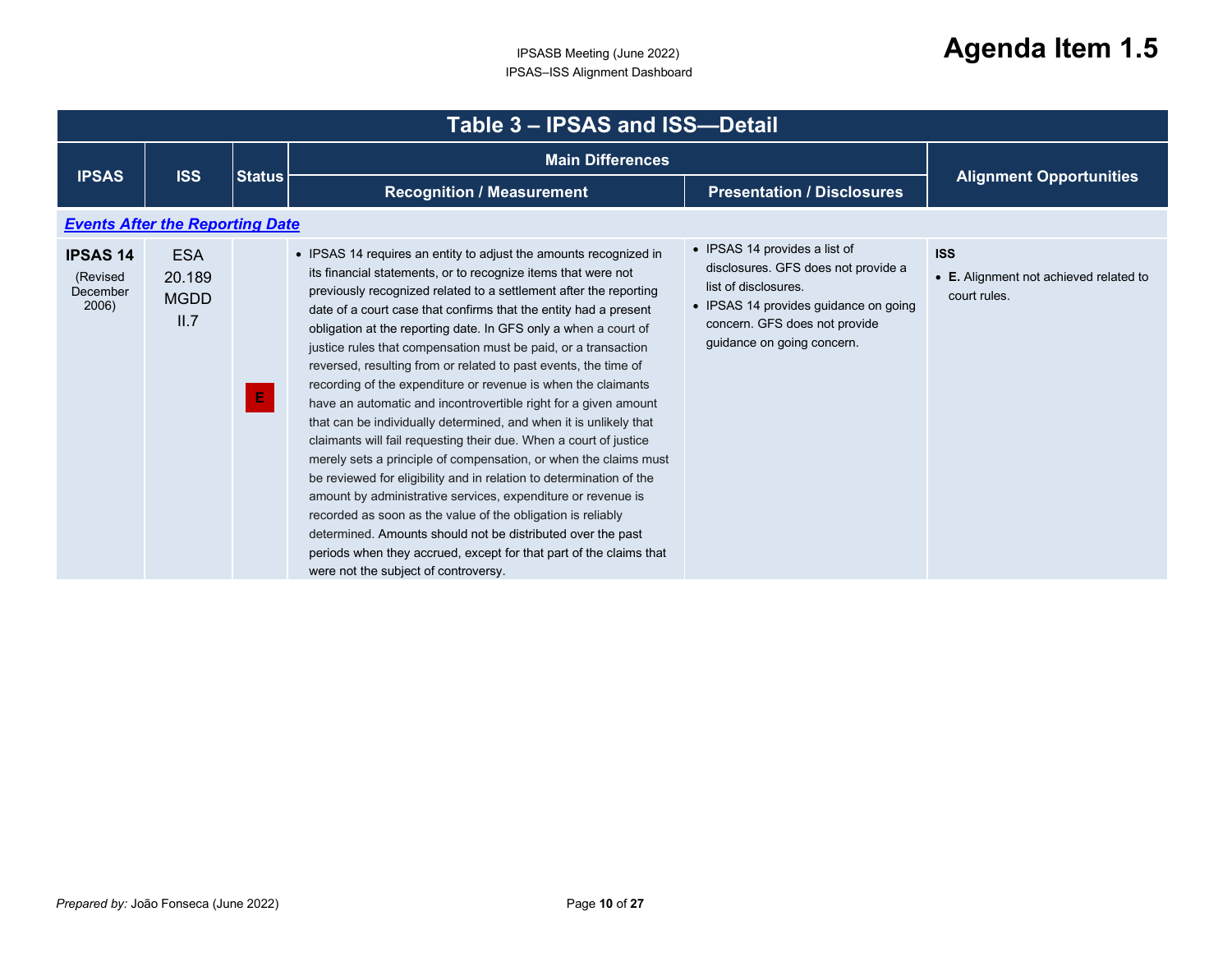# Table 3 – IPSAS and ISS—Detail

| IPSAS | ISS | Status | Main Differences | | Alignment Opportunities |
|---|---|---|---|---|---|
| | | | Recognition / Measurement | Presentation / Disclosures | |
| ***Events After the Reporting Date*** | | | | | |
| **IPSAS 14** (Revised December 2006) | ESA 20.189 MGDD II.7 | E | • IPSAS 14 requires an entity to adjust the amounts recognized in its financial statements, or to recognize items that were not previously recognized related to a settlement after the reporting date of a court case that confirms that the entity had a present obligation at the reporting date. In GFS only a when a court of justice rules that compensation must be paid, or a transaction reversed, resulting from or related to past events, the time of recording of the expenditure or revenue is when the claimants have an automatic and incontrovertible right for a given amount that can be individually determined, and when it is unlikely that claimants will fail requesting their due. When a court of justice merely sets a principle of compensation, or when the claims must be reviewed for eligibility and in relation to determination of the amount by administrative services, expenditure or revenue is recorded as soon as the value of the obligation is reliably determined. Amounts should not be distributed over the past periods when they accrued, except for that part of the claims that were not the subject of controversy. | • IPSAS 14 provides a list of disclosures. GFS does not provide a list of disclosures.<br>• IPSAS 14 provides guidance on going concern. GFS does not provide guidance on going concern. | **ISS**<br>• **E.** Alignment not achieved related to court rules. |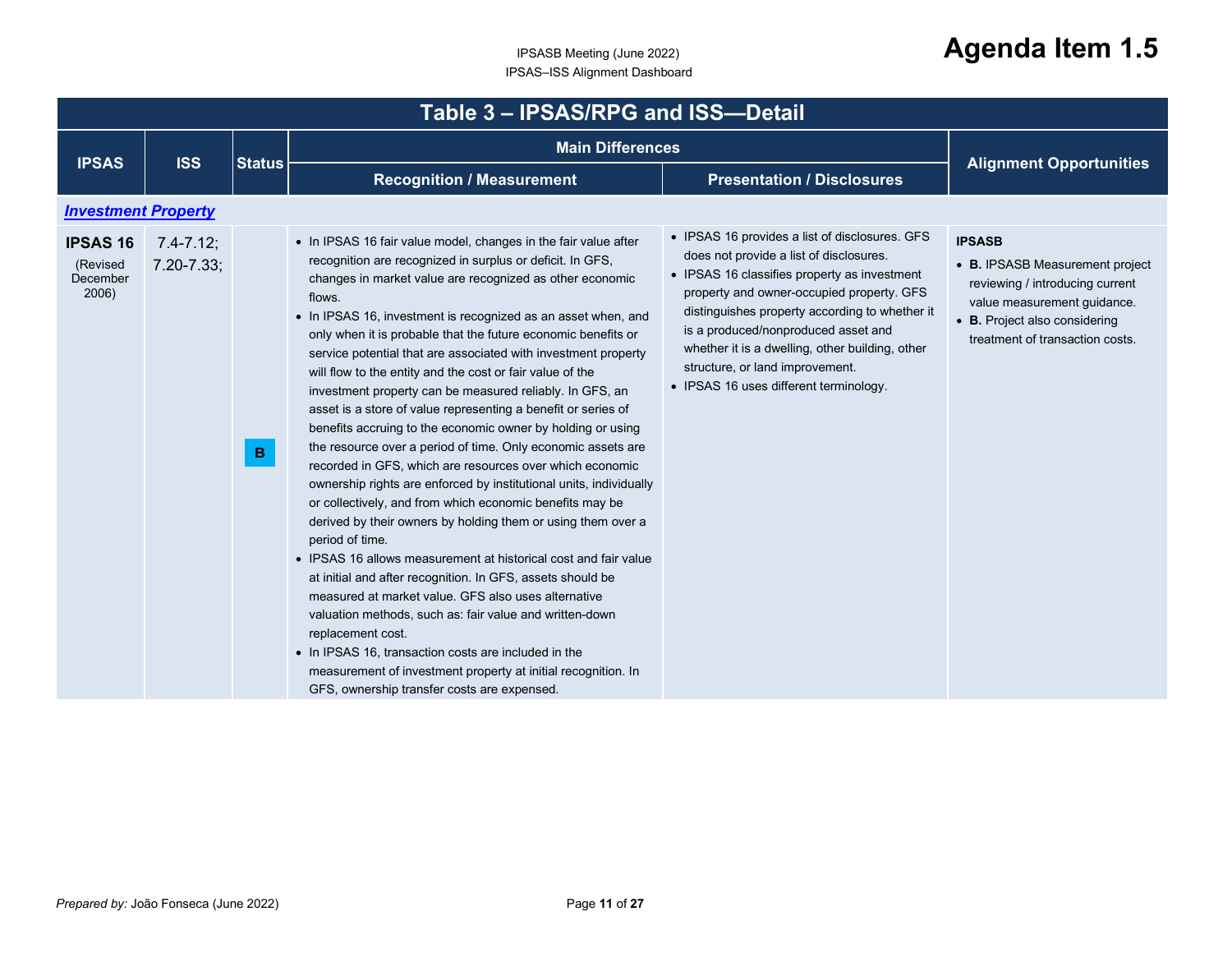# Table 3 – IPSAS/RPG and ISS—Detail

| IPSAS | ISS | Status | Main Differences | | Alignment Opportunities |
|---|---|---|---|---|---|
| | | | Recognition / Measurement | Presentation / Disclosures | |
| ***Investment Property*** | | | | | |
| **IPSAS 16** (Revised December 2006) | 7.4-7.12; 7.20-7.33; | B | • In IPSAS 16 fair value model, changes in the fair value after recognition are recognized in surplus or deficit. In GFS, changes in market value are recognized as other economic flows.<br>• In IPSAS 16, investment is recognized as an asset when, and only when it is probable that the future economic benefits or service potential that are associated with investment property will flow to the entity and the cost or fair value of the investment property can be measured reliably. In GFS, an asset is a store of value representing a benefit or series of benefits accruing to the economic owner by holding or using the resource over a period of time. Only economic assets are recorded in GFS, which are resources over which economic ownership rights are enforced by institutional units, individually or collectively, and from which economic benefits may be derived by their owners by holding them or using them over a period of time.<br>• IPSAS 16 allows measurement at historical cost and fair value at initial and after recognition. In GFS, assets should be measured at market value. GFS also uses alternative valuation methods, such as: fair value and written-down replacement cost.<br>• In IPSAS 16, transaction costs are included in the measurement of investment property at initial recognition. In GFS, ownership transfer costs are expensed. | • IPSAS 16 provides a list of disclosures. GFS does not provide a list of disclosures.<br>• IPSAS 16 classifies property as investment property and owner-occupied property. GFS distinguishes property according to whether it is a produced/nonproduced asset and whether it is a dwelling, other building, other structure, or land improvement.<br>• IPSAS 16 uses different terminology. | **IPSASB**<br>• **B.** IPSASB Measurement project reviewing / introducing current value measurement guidance.<br>• **B.** Project also considering treatment of transaction costs. |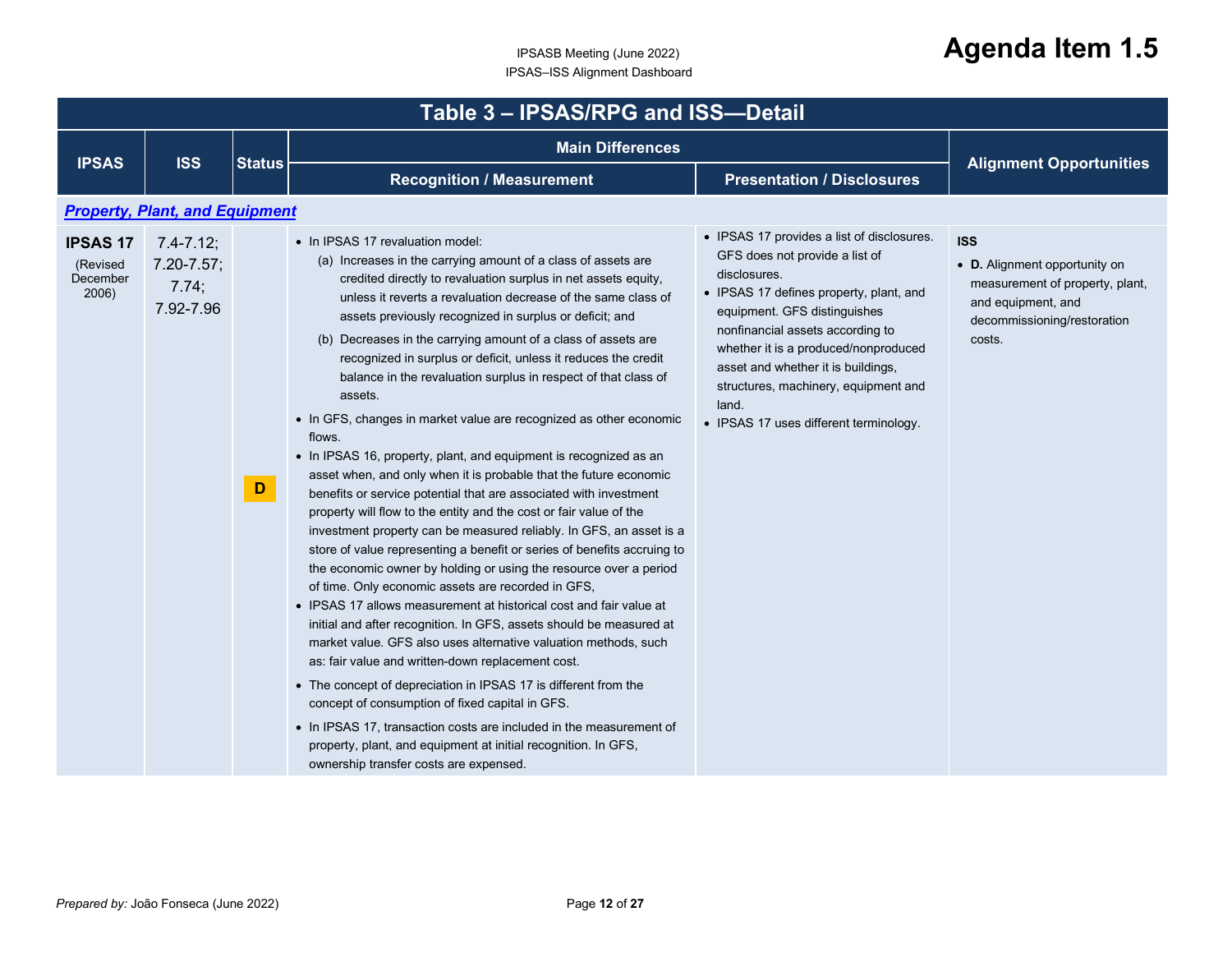# Table 3 – IPSAS/RPG and ISS—Detail

| IPSAS | ISS | Status | Main Differences | | Alignment Opportunities |
|---|---|---|---|---|---|
| | | | Recognition / Measurement | Presentation / Disclosures | |
| ***Property, Plant, and Equipment*** | | | | | |
| **IPSAS 17** (Revised December 2006) | 7.4-7.12; 7.20-7.57; 7.74; 7.92-7.96 | D | • In IPSAS 17 revaluation model:<br>(a) Increases in the carrying amount of a class of assets are credited directly to revaluation surplus in net assets equity, unless it reverts a revaluation decrease of the same class of assets previously recognized in surplus or deficit; and<br>(b) Decreases in the carrying amount of a class of assets are recognized in surplus or deficit, unless it reduces the credit balance in the revaluation surplus in respect of that class of assets.<br>• In GFS, changes in market value are recognized as other economic flows.<br>• In IPSAS 16, property, plant, and equipment is recognized as an asset when, and only when it is probable that the future economic benefits or service potential that are associated with investment property will flow to the entity and the cost or fair value of the investment property can be measured reliably. In GFS, an asset is a store of value representing a benefit or series of benefits accruing to the economic owner by holding or using the resource over a period of time. Only economic assets are recorded in GFS,<br>• IPSAS 17 allows measurement at historical cost and fair value at initial and after recognition. In GFS, assets should be measured at market value. GFS also uses alternative valuation methods, such as: fair value and written-down replacement cost.<br>• The concept of depreciation in IPSAS 17 is different from the concept of consumption of fixed capital in GFS.<br>• In IPSAS 17, transaction costs are included in the measurement of property, plant, and equipment at initial recognition. In GFS, ownership transfer costs are expensed. | • IPSAS 17 provides a list of disclosures. GFS does not provide a list of disclosures.<br>• IPSAS 17 defines property, plant, and equipment. GFS distinguishes nonfinancial assets according to whether it is a produced/nonproduced asset and whether it is buildings, structures, machinery, equipment and land.<br>• IPSAS 17 uses different terminology. | **ISS**<br>• **D.** Alignment opportunity on measurement of property, plant, and equipment, and decommissioning/restoration costs. |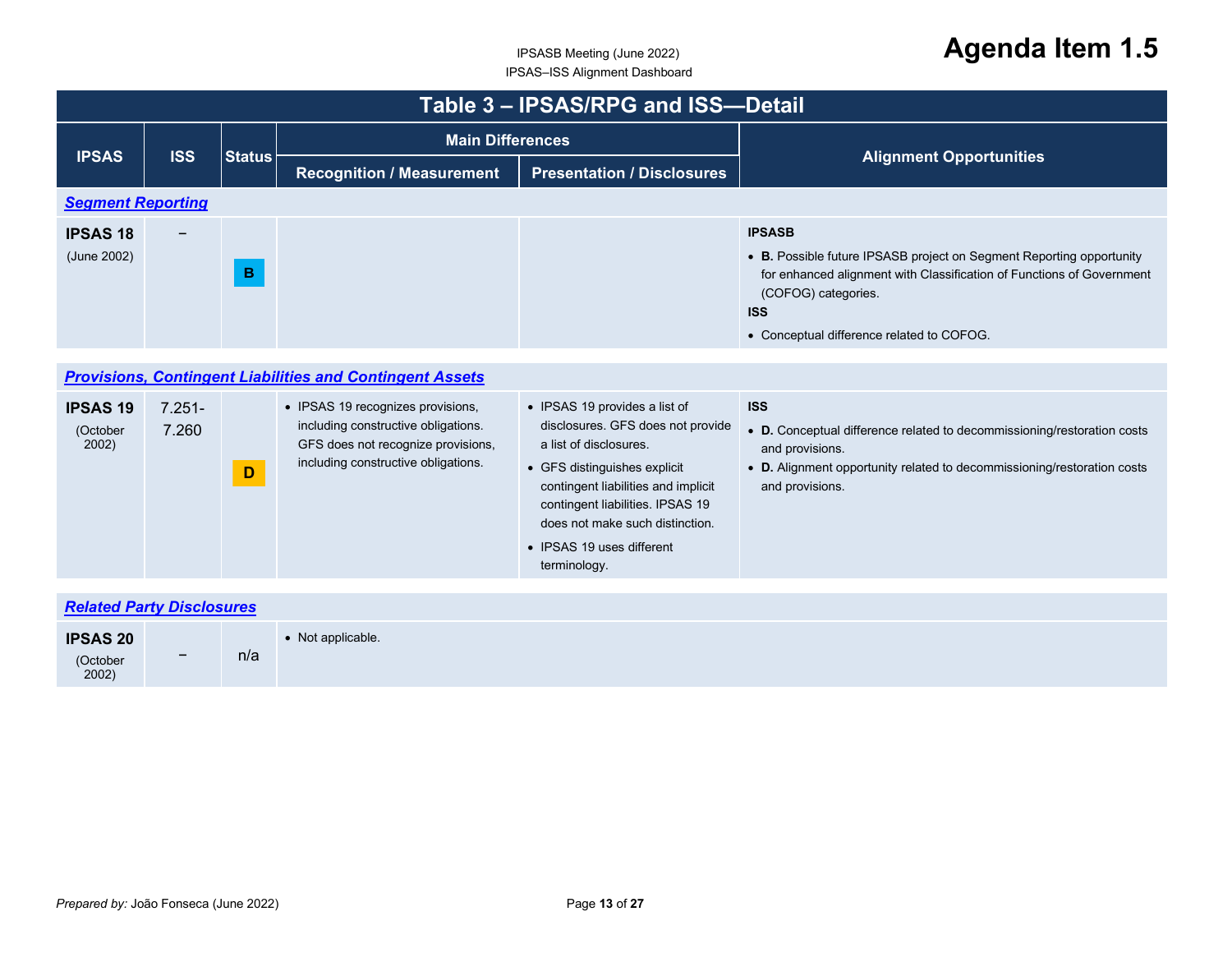## Table 3 – IPSAS/RPG and ISS—Detail

| IPSAS | ISS | Status | Main Differences | | Alignment Opportunities |
|---|---|---|---|---|---|
| | | | Recognition / Measurement | Presentation / Disclosures | |
| ***Segment Reporting*** | | | | | |
| **IPSAS 18** (June 2002) | – | B | | | **IPSASB**<br>• **B.** Possible future IPSASB project on Segment Reporting opportunity for enhanced alignment with Classification of Functions of Government (COFOG) categories.<br>**ISS**<br>• Conceptual difference related to COFOG. |
| ***Provisions, Contingent Liabilities and Contingent Assets*** | | | | | |
| **IPSAS 19** (October 2002) | 7.251-7.260 | D | • IPSAS 19 recognizes provisions, including constructive obligations. GFS does not recognize provisions, including constructive obligations. | • IPSAS 19 provides a list of disclosures. GFS does not provide a list of disclosures.<br>• GFS distinguishes explicit contingent liabilities and implicit contingent liabilities. IPSAS 19 does not make such distinction.<br>• IPSAS 19 uses different terminology. | **ISS**<br>• **D.** Conceptual difference related to decommissioning/restoration costs and provisions.<br>• **D.** Alignment opportunity related to decommissioning/restoration costs and provisions. |
| ***Related Party Disclosures*** | | | | | |
| **IPSAS 20** (October 2002) | – | n/a | • Not applicable. | | |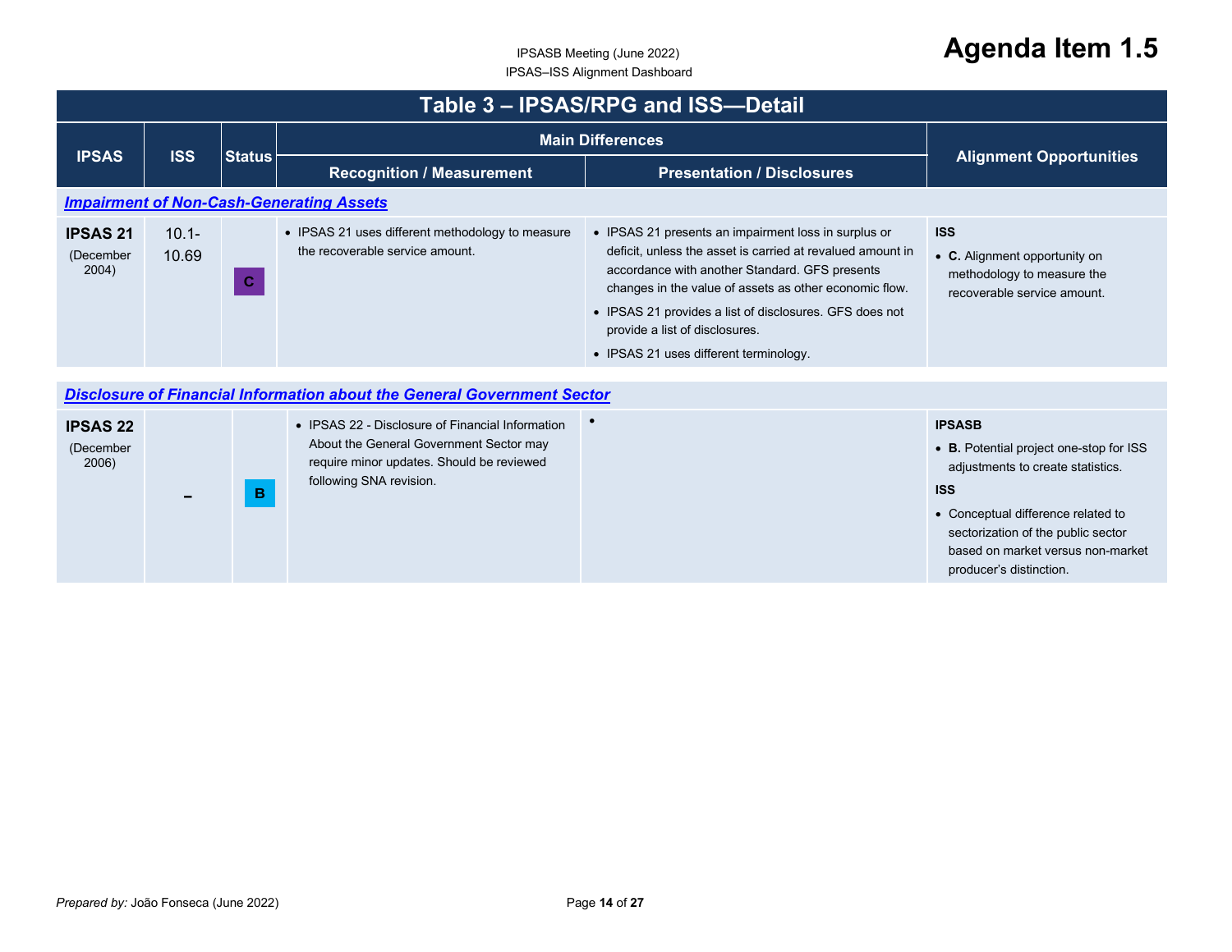## Table 3 – IPSAS/RPG and ISS—Detail

| IPSAS | ISS | Status | Main Differences | | Alignment Opportunities |
|---|---|---|---|---|---|
| | | | Recognition / Measurement | Presentation / Disclosures | |
| ***Impairment of Non-Cash-Generating Assets*** | | | | | |
| **IPSAS 21** (December 2004) | 10.1-10.69 | C | • IPSAS 21 uses different methodology to measure the recoverable service amount. | • IPSAS 21 presents an impairment loss in surplus or deficit, unless the asset is carried at revalued amount in accordance with another Standard. GFS presents changes in the value of assets as other economic flow.<br>• IPSAS 21 provides a list of disclosures. GFS does not provide a list of disclosures.<br>• IPSAS 21 uses different terminology. | **ISS**<br>• **C.** Alignment opportunity on methodology to measure the recoverable service amount. |
| ***Disclosure of Financial Information about the General Government Sector*** | | | | | |
| **IPSAS 22** (December 2006) | – | B | • IPSAS 22 - Disclosure of Financial Information About the General Government Sector may require minor updates. Should be reviewed following SNA revision. | • | **IPSASB**<br>• **B.** Potential project one-stop for ISS adjustments to create statistics.<br>**ISS**<br>• Conceptual difference related to sectorization of the public sector based on market versus non-market producer's distinction. |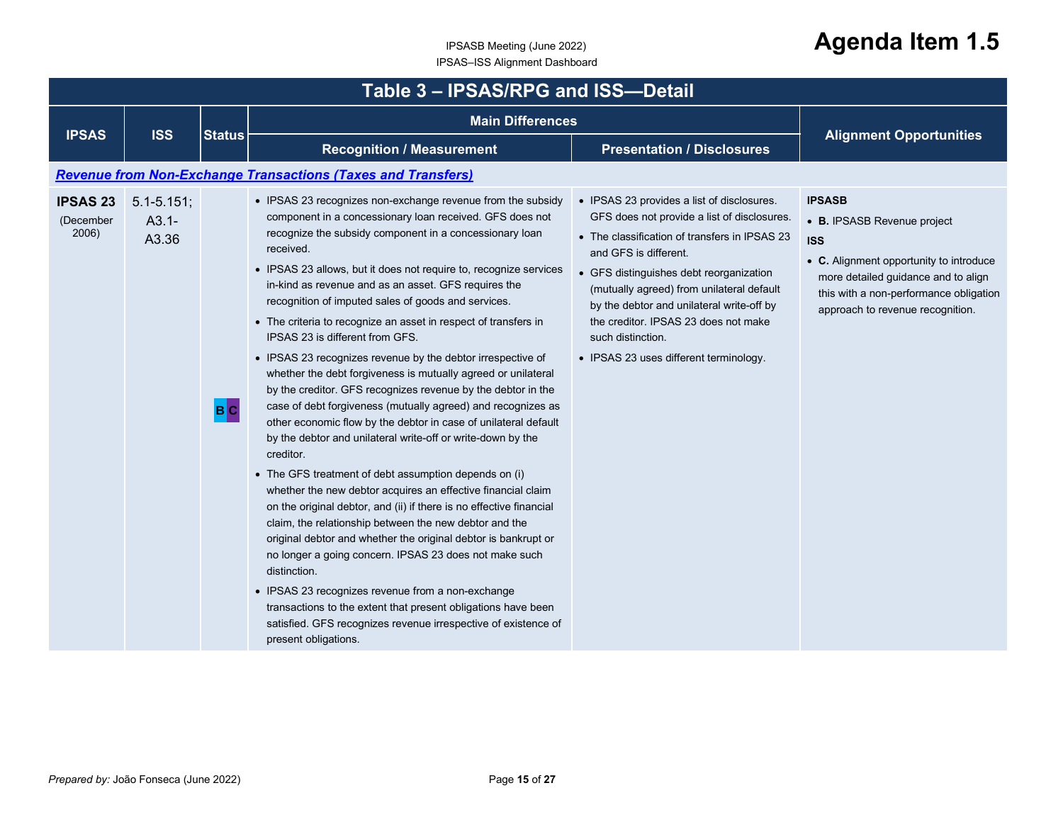## Table 3 – IPSAS/RPG and ISS—Detail

| IPSAS | ISS | Status | Main Differences | | Alignment Opportunities |
|---|---|---|---|---|---|
| | | | Recognition / Measurement | Presentation / Disclosures | |
| ***Revenue from Non-Exchange Transactions (Taxes and Transfers)*** | | | | | |
| **IPSAS 23** (December 2006) | 5.1-5.151; A3.1-A3.36 | B C | • IPSAS 23 recognizes non-exchange revenue from the subsidy component in a concessionary loan received. GFS does not recognize the subsidy component in a concessionary loan received.<br>• IPSAS 23 allows, but it does not require to, recognize services in-kind as revenue and as an asset. GFS requires the recognition of imputed sales of goods and services.<br>• The criteria to recognize an asset in respect of transfers in IPSAS 23 is different from GFS.<br>• IPSAS 23 recognizes revenue by the debtor irrespective of whether the debt forgiveness is mutually agreed or unilateral by the creditor. GFS recognizes revenue by the debtor in the case of debt forgiveness (mutually agreed) and recognizes as other economic flow by the debtor in case of unilateral default by the debtor and unilateral write-off or write-down by the creditor.<br>• The GFS treatment of debt assumption depends on (i) whether the new debtor acquires an effective financial claim on the original debtor, and (ii) if there is no effective financial claim, the relationship between the new debtor and the original debtor and whether the original debtor is bankrupt or no longer a going concern. IPSAS 23 does not make such distinction.<br>• IPSAS 23 recognizes revenue from a non-exchange transactions to the extent that present obligations have been satisfied. GFS recognizes revenue irrespective of existence of present obligations. | • IPSAS 23 provides a list of disclosures. GFS does not provide a list of disclosures.<br>• The classification of transfers in IPSAS 23 and GFS is different.<br>• GFS distinguishes debt reorganization (mutually agreed) from unilateral default by the debtor and unilateral write-off by the creditor. IPSAS 23 does not make such distinction.<br>• IPSAS 23 uses different terminology. | **IPSASB**<br>• **B.** IPSASB Revenue project<br>**ISS**<br>• **C.** Alignment opportunity to introduce more detailed guidance and to align this with a non-performance obligation approach to revenue recognition. |

*Prepared by:* João Fonseca (June 2022)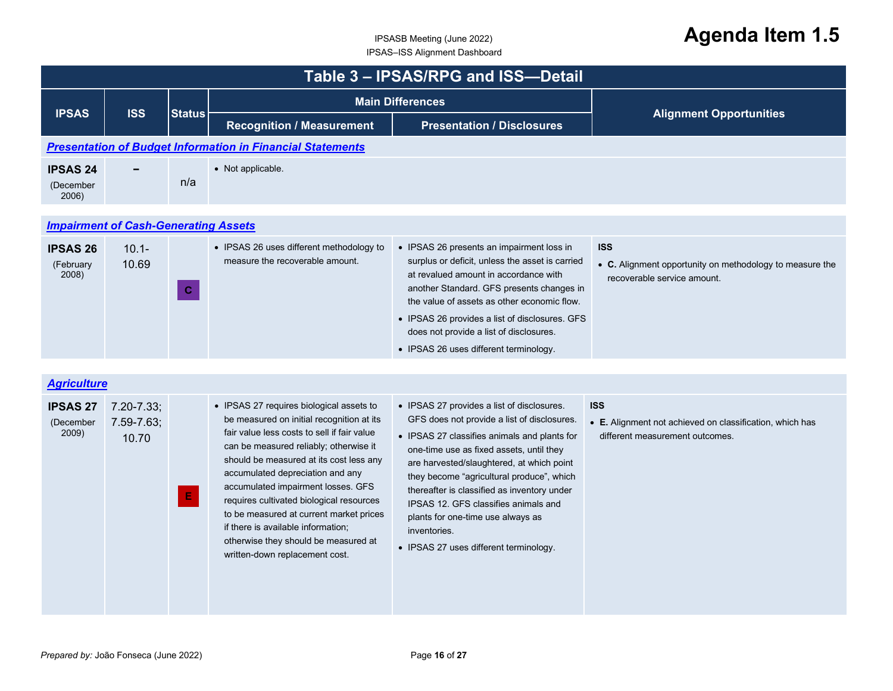# Agenda Item 1.5

## Table 3 – IPSAS/RPG and ISS—Detail

| IPSAS | ISS | Status | Main Differences | | Alignment Opportunities |
|---|---|---|---|---|---|
| | | | Recognition / Measurement | Presentation / Disclosures | |
| ***Presentation of Budget Information in Financial Statements*** | | | | | |
| **IPSAS 24** (December 2006) | – | n/a | • Not applicable. | | |
| ***Impairment of Cash-Generating Assets*** | | | | | |
| **IPSAS 26** (February 2008) | 10.1-10.69 | C | • IPSAS 26 uses different methodology to measure the recoverable amount. | • IPSAS 26 presents an impairment loss in surplus or deficit, unless the asset is carried at revalued amount in accordance with another Standard. GFS presents changes in the value of assets as other economic flow.<br>• IPSAS 26 provides a list of disclosures. GFS does not provide a list of disclosures.<br>• IPSAS 26 uses different terminology. | **ISS**<br>• **C.** Alignment opportunity on methodology to measure the recoverable service amount. |
| ***Agriculture*** | | | | | |
| **IPSAS 27** (December 2009) | 7.20-7.33; 7.59-7.63; 10.70 | E | • IPSAS 27 requires biological assets to be measured on initial recognition at its fair value less costs to sell if fair value can be measured reliably; otherwise it should be measured at its cost less any accumulated depreciation and any accumulated impairment losses. GFS requires cultivated biological resources to be measured at current market prices if there is available information; otherwise they should be measured at written-down replacement cost. | • IPSAS 27 provides a list of disclosures. GFS does not provide a list of disclosures.<br>• IPSAS 27 classifies animals and plants for one-time use as fixed assets, until they are harvested/slaughtered, at which point they become "agricultural produce", which thereafter is classified as inventory under IPSAS 12. GFS classifies animals and plants for one-time use always as inventories.<br>• IPSAS 27 uses different terminology. | **ISS**<br>• **E.** Alignment not achieved on classification, which has different measurement outcomes. |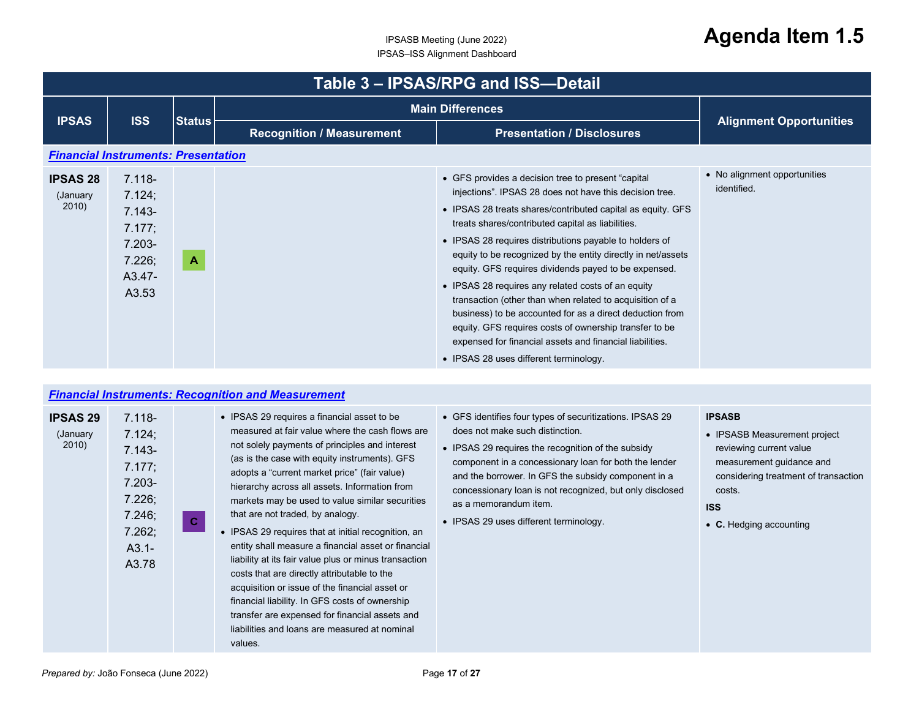# Table 3 – IPSAS/RPG and ISS—Detail

| IPSAS | ISS | Status | Main Differences | | Alignment Opportunities |
|---|---|---|---|---|---|
| | | | Recognition / Measurement | Presentation / Disclosures | |
| ***Financial Instruments: Presentation*** | | | | | |
| **IPSAS 28** (January 2010) | 7.118-7.124; 7.143-7.177; 7.203-7.226; A3.47-A3.53 | A | | • GFS provides a decision tree to present "capital injections". IPSAS 28 does not have this decision tree.<br>• IPSAS 28 treats shares/contributed capital as equity. GFS treats shares/contributed capital as liabilities.<br>• IPSAS 28 requires distributions payable to holders of equity to be recognized by the entity directly in net/assets equity. GFS requires dividends payed to be expensed.<br>• IPSAS 28 requires any related costs of an equity transaction (other than when related to acquisition of a business) to be accounted for as a direct deduction from equity. GFS requires costs of ownership transfer to be expensed for financial assets and financial liabilities.<br>• IPSAS 28 uses different terminology. | • No alignment opportunities identified. |
| ***Financial Instruments: Recognition and Measurement*** | | | | | |
| **IPSAS 29** (January 2010) | 7.118-7.124; 7.143-7.177; 7.203-7.226; 7.246; 7.262; A3.1-A3.78 | C | • IPSAS 29 requires a financial asset to be measured at fair value where the cash flows are not solely payments of principles and interest (as is the case with equity instruments). GFS adopts a "current market price" (fair value) hierarchy across all assets. Information from markets may be used to value similar securities that are not traded, by analogy.<br>• IPSAS 29 requires that at initial recognition, an entity shall measure a financial asset or financial liability at its fair value plus or minus transaction costs that are directly attributable to the acquisition or issue of the financial asset or financial liability. In GFS costs of ownership transfer are expensed for financial assets and liabilities and loans are measured at nominal values. | • GFS identifies four types of securitizations. IPSAS 29 does not make such distinction.<br>• IPSAS 29 requires the recognition of the subsidy component in a concessionary loan for both the lender and the borrower. In GFS the subsidy component in a concessionary loan is not recognized, but only disclosed as a memorandum item.<br>• IPSAS 29 uses different terminology. | **IPSASB**<br>• IPSASB Measurement project reviewing current value measurement guidance and considering treatment of transaction costs.<br>**ISS**<br>• **C.** Hedging accounting |

*Prepared by:* João Fonseca (June 2022)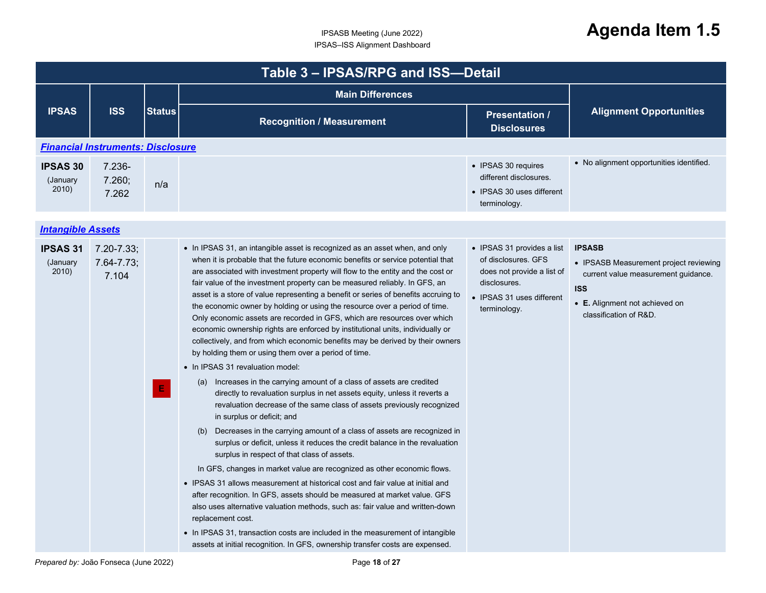# Table 3 – IPSAS/RPG and ISS—Detail

| IPSAS | ISS | Status | Main Differences | | Alignment Opportunities |
|---|---|---|---|---|---|
| | | | Recognition / Measurement | Presentation / Disclosures | |
| ***Financial Instruments: Disclosure*** | | | | | |
| **IPSAS 30** (January 2010) | 7.236-7.260; 7.262 | n/a | | • IPSAS 30 requires different disclosures.<br>• IPSAS 30 uses different terminology. | • No alignment opportunities identified. |
| ***Intangible Assets*** | | | | | |
| **IPSAS 31** (January 2010) | 7.20-7.33; 7.64-7.73; 7.104 | E | • In IPSAS 31, an intangible asset is recognized as an asset when, and only when it is probable that the future economic benefits or service potential that are associated with investment property will flow to the entity and the cost or fair value of the investment property can be measured reliably. In GFS, an asset is a store of value representing a benefit or series of benefits accruing to the economic owner by holding or using the resource over a period of time. Only economic assets are recorded in GFS, which are resources over which economic ownership rights are enforced by institutional units, individually or collectively, and from which economic benefits may be derived by their owners by holding them or using them over a period of time.<br>• In IPSAS 31 revaluation model:<br>(a) Increases in the carrying amount of a class of assets are credited directly to revaluation surplus in net assets equity, unless it reverts a revaluation decrease of the same class of assets previously recognized in surplus or deficit; and<br>(b) Decreases in the carrying amount of a class of assets are recognized in surplus or deficit, unless it reduces the credit balance in the revaluation surplus in respect of that class of assets.<br>In GFS, changes in market value are recognized as other economic flows.<br>• IPSAS 31 allows measurement at historical cost and fair value at initial and after recognition. In GFS, assets should be measured at market value. GFS also uses alternative valuation methods, such as: fair value and written-down replacement cost.<br>• In IPSAS 31, transaction costs are included in the measurement of intangible assets at initial recognition. In GFS, ownership transfer costs are expensed. | • IPSAS 31 provides a list of disclosures. GFS does not provide a list of disclosures.<br>• IPSAS 31 uses different terminology. | **IPSASB**<br>• IPSASB Measurement project reviewing current value measurement guidance.<br>**ISS**<br>• **E.** Alignment not achieved on classification of R&D. |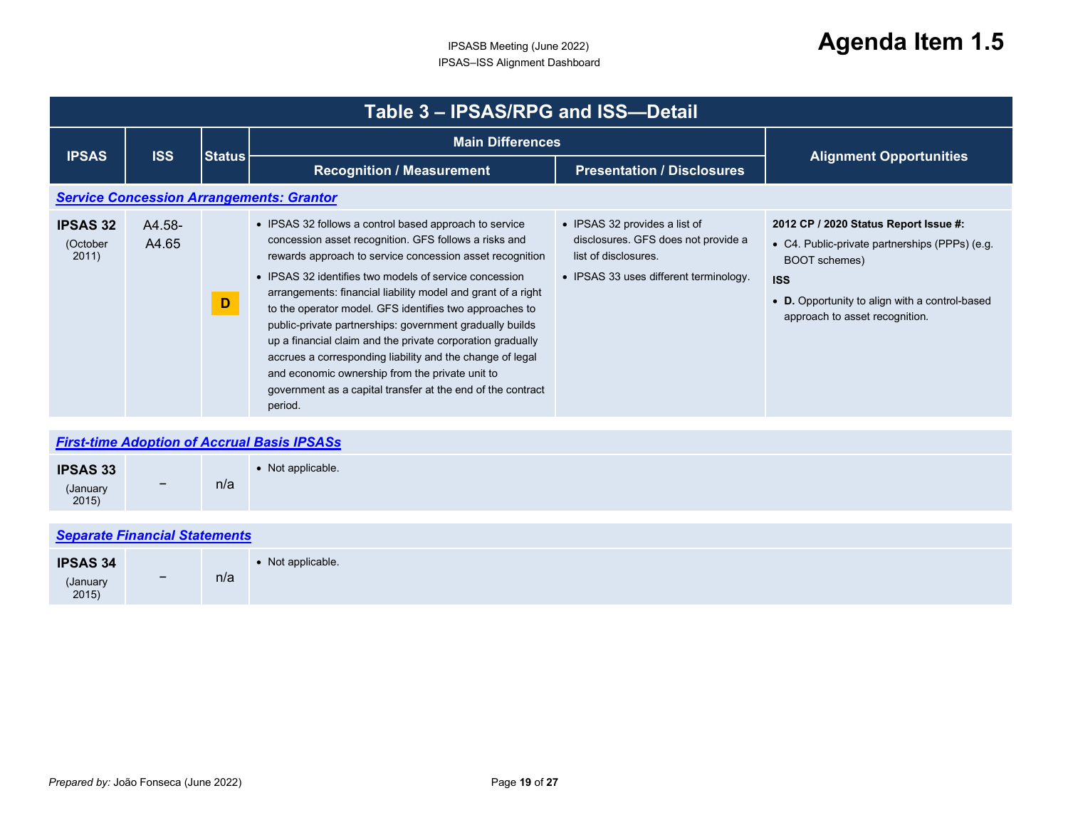## Table 3 – IPSAS/RPG and ISS—Detail

| IPSAS | ISS | Status | Main Differences | | Alignment Opportunities |
|---|---|---|---|---|---|
| | | | Recognition / Measurement | Presentation / Disclosures | |
| ***Service Concession Arrangements: Grantor*** | | | | | |
| **IPSAS 32** (October 2011) | A4.58-A4.65 | D | • IPSAS 32 follows a control based approach to service concession asset recognition. GFS follows a risks and rewards approach to service concession asset recognition<br>• IPSAS 32 identifies two models of service concession arrangements: financial liability model and grant of a right to the operator model. GFS identifies two approaches to public-private partnerships: government gradually builds up a financial claim and the private corporation gradually accrues a corresponding liability and the change of legal and economic ownership from the private unit to government as a capital transfer at the end of the contract period. | • IPSAS 32 provides a list of disclosures. GFS does not provide a list of disclosures.<br>• IPSAS 33 uses different terminology. | **2012 CP / 2020 Status Report Issue #:**<br>• C4. Public-private partnerships (PPPs) (e.g. BOOT schemes)<br>**ISS**<br>• **D.** Opportunity to align with a control-based approach to asset recognition. |
| ***First-time Adoption of Accrual Basis IPSASs*** | | | | | |
| **IPSAS 33** (January 2015) | – | n/a | • Not applicable. | | |
| ***Separate Financial Statements*** | | | | | |
| **IPSAS 34** (January 2015) | – | n/a | • Not applicable. | | |

*Prepared by:* João Fonseca (June 2022)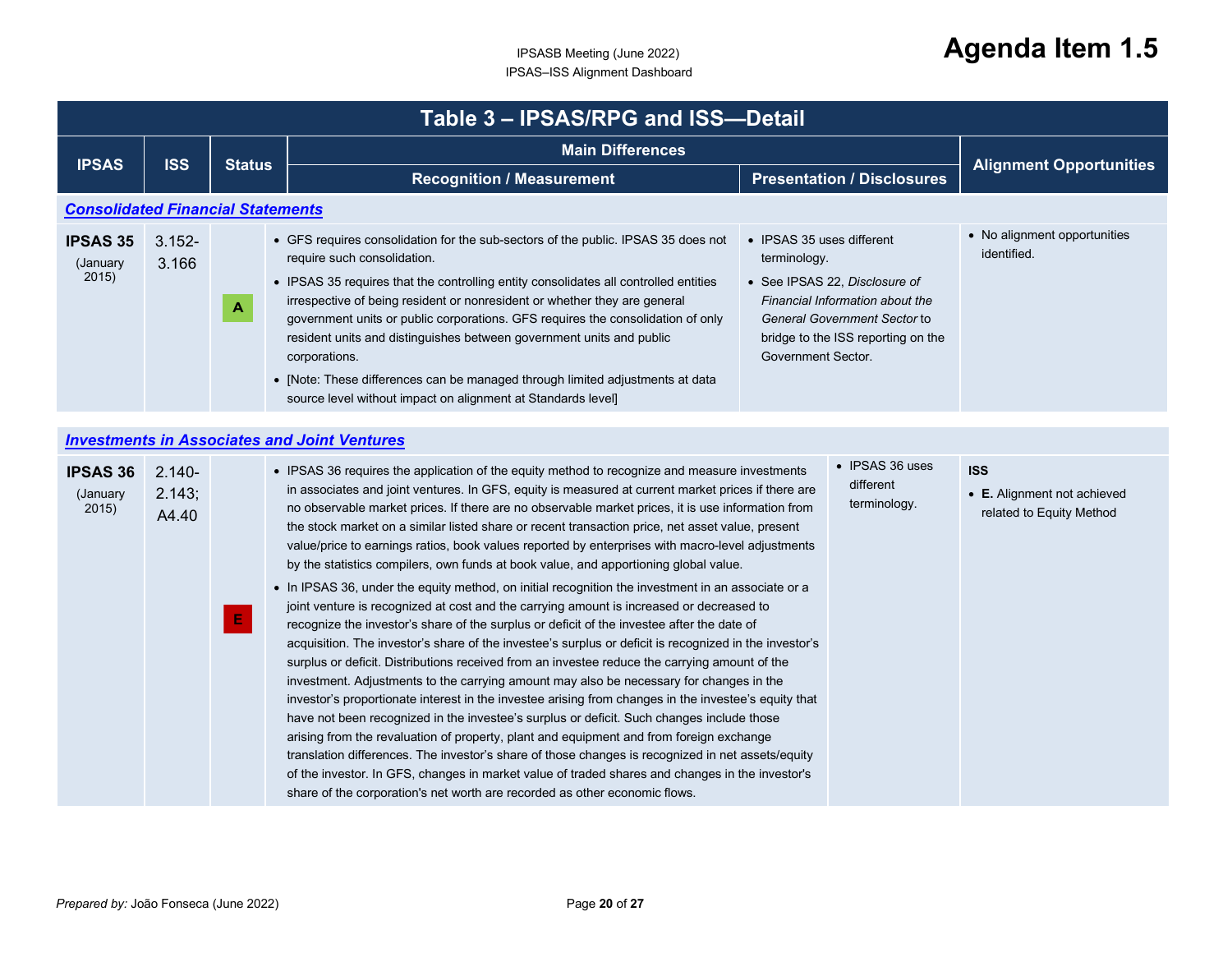**Agenda Item 1.5**

IPSASB Meeting (June 2022)
IPSAS–ISS Alignment Dashboard

## Table 3 – IPSAS/RPG and ISS—Detail

| IPSAS | ISS | Status | Main Differences | | Alignment Opportunities |
|---|---|---|---|---|---|
| | | | Recognition / Measurement | Presentation / Disclosures | |
| ***Consolidated Financial Statements*** | | | | | |
| **IPSAS 35** (January 2015) | 3.152-3.166 | A | • GFS requires consolidation for the sub-sectors of the public. IPSAS 35 does not require such consolidation.<br>• IPSAS 35 requires that the controlling entity consolidates all controlled entities irrespective of being resident or nonresident or whether they are general government units or public corporations. GFS requires the consolidation of only resident units and distinguishes between government units and public corporations.<br>• [Note: These differences can be managed through limited adjustments at data source level without impact on alignment at Standards level] | • IPSAS 35 uses different terminology.<br>• See IPSAS 22, *Disclosure of Financial Information about the General Government Sector* to bridge to the ISS reporting on the Government Sector. | • No alignment opportunities identified. |
| ***Investments in Associates and Joint Ventures*** | | | | | |
| **IPSAS 36** (January 2015) | 2.140-2.143; A4.40 | E | • IPSAS 36 requires the application of the equity method to recognize and measure investments in associates and joint ventures. In GFS, equity is measured at current market prices if there are no observable market prices. If there are no observable market prices, it is use information from the stock market on a similar listed share or recent transaction price, net asset value, present value/price to earnings ratios, book values reported by enterprises with macro-level adjustments by the statistics compilers, own funds at book value, and apportioning global value.<br>• In IPSAS 36, under the equity method, on initial recognition the investment in an associate or a joint venture is recognized at cost and the carrying amount is increased or decreased to recognize the investor's share of the surplus or deficit of the investee after the date of acquisition. The investor's share of the investee's surplus or deficit is recognized in the investor's surplus or deficit. Distributions received from an investee reduce the carrying amount of the investment. Adjustments to the carrying amount may also be necessary for changes in the investor's proportionate interest in the investee arising from changes in the investee's equity that have not been recognized in the investee's surplus or deficit. Such changes include those arising from the revaluation of property, plant and equipment and from foreign exchange translation differences. The investor's share of those changes is recognized in net assets/equity of the investor. In GFS, changes in market value of traded shares and changes in the investor's share of the corporation's net worth are recorded as other economic flows. | • IPSAS 36 uses different terminology. | **ISS**<br>• **E.** Alignment not achieved related to Equity Method |

*Prepared by:* João Fonseca (June 2022)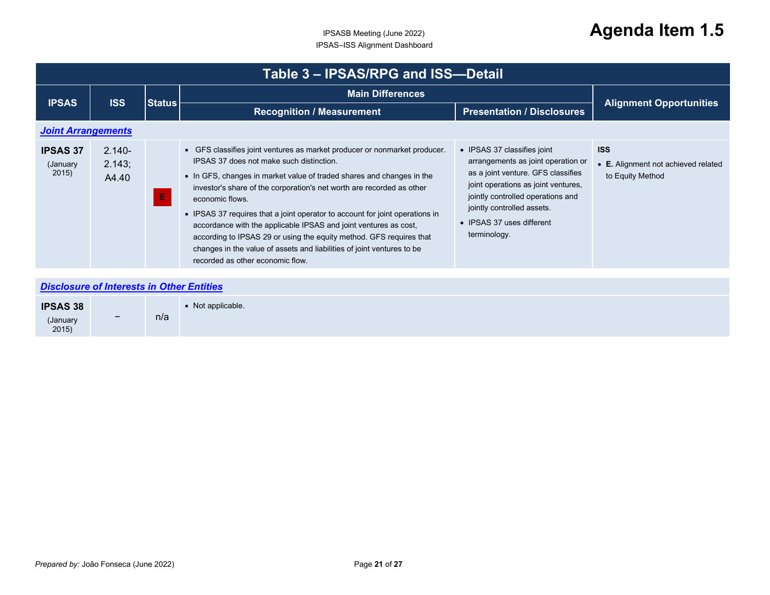# Agenda Item 1.5

## Table 3 – IPSAS/RPG and ISS—Detail

| IPSAS | ISS | Status | Main Differences | | Alignment Opportunities |
|---|---|---|---|---|---|
| | | | Recognition / Measurement | Presentation / Disclosures | |
| ***Joint Arrangements*** | | | | | |
| **IPSAS 37** (January 2015) | 2.140-2.143; A4.40 | E | • GFS classifies joint ventures as market producer or nonmarket producer. IPSAS 37 does not make such distinction.<br>• In GFS, changes in market value of traded shares and changes in the investor's share of the corporation's net worth are recorded as other economic flows.<br>• IPSAS 37 requires that a joint operator to account for joint operations in accordance with the applicable IPSAS and joint ventures as cost, according to IPSAS 29 or using the equity method. GFS requires that changes in the value of assets and liabilities of joint ventures to be recorded as other economic flow. | • IPSAS 37 classifies joint arrangements as joint operation or as a joint venture. GFS classifies joint operations as joint ventures, jointly controlled operations and jointly controlled assets.<br>• IPSAS 37 uses different terminology. | **ISS**<br>• **E.** Alignment not achieved related to Equity Method |
| ***Disclosure of Interests in Other Entities*** | | | | | |
| **IPSAS 38** (January 2015) | – | n/a | • Not applicable. | | |

*Prepared by:* João Fonseca (June 2022)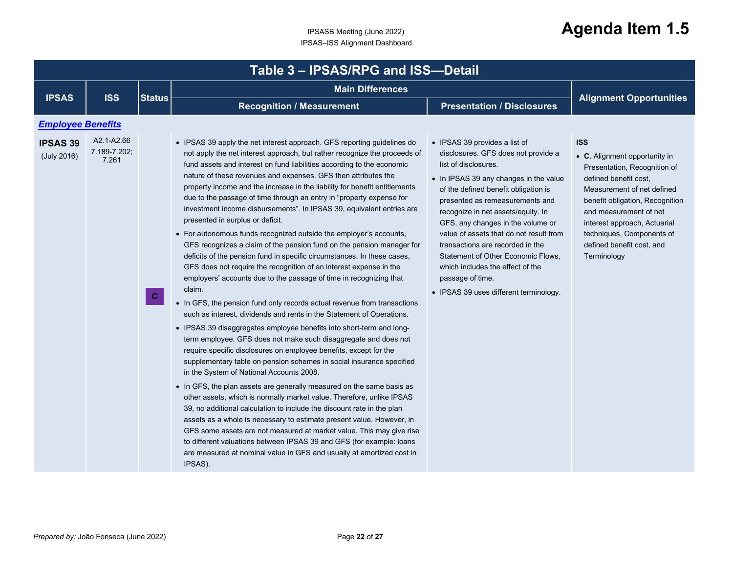IPSASB Meeting (June 2022)
IPSAS–ISS Alignment Dashboard

# Agenda Item 1.5

## Table 3 – IPSAS/RPG and ISS—Detail

| IPSAS | ISS | Status | Main Differences | | Alignment Opportunities |
|---|---|---|---|---|---|
| | | | Recognition / Measurement | Presentation / Disclosures | |
| ***Employee Benefits*** | | | | | |
| **IPSAS 39** (July 2016) | A2.1-A2.66 7.189-7.202; 7.261 | C | • IPSAS 39 apply the net interest approach. GFS reporting guidelines do not apply the net interest approach, but rather recognize the proceeds of fund assets and interest on fund liabilities according to the economic nature of these revenues and expenses. GFS then attributes the property income and the increase in the liability for benefit entitlements due to the passage of time through an entry in "property expense for investment income disbursements". In IPSAS 39, equivalent entries are presented in surplus or deficit.<br>• For autonomous funds recognized outside the employer's accounts, GFS recognizes a claim of the pension fund on the pension manager for deficits of the pension fund in specific circumstances. In these cases, GFS does not require the recognition of an interest expense in the employers' accounts due to the passage of time in recognizing that claim.<br>• In GFS, the pension fund only records actual revenue from transactions such as interest, dividends and rents in the Statement of Operations.<br>• IPSAS 39 disaggregates employee benefits into short-term and long-term employee. GFS does not make such disaggregate and does not require specific disclosures on employee benefits, except for the supplementary table on pension schemes in social insurance specified in the System of National Accounts 2008.<br>• In GFS, the plan assets are generally measured on the same basis as other assets, which is normally market value. Therefore, unlike IPSAS 39, no additional calculation to include the discount rate in the plan assets as a whole is necessary to estimate present value. However, in GFS some assets are not measured at market value. This may give rise to different valuations between IPSAS 39 and GFS (for example: loans are measured at nominal value in GFS and usually at amortized cost in IPSAS). | • IPSAS 39 provides a list of disclosures. GFS does not provide a list of disclosures.<br>• In IPSAS 39 any changes in the value of the defined benefit obligation is presented as remeasurements and recognize in net assets/equity. In GFS, any changes in the volume or value of assets that do not result from transactions are recorded in the Statement of Other Economic Flows, which includes the effect of the passage of time.<br>• IPSAS 39 uses different terminology. | **ISS**<br>• **C.** Alignment opportunity in Presentation, Recognition of defined benefit cost, Measurement of net defined benefit obligation, Recognition and measurement of net interest approach, Actuarial techniques, Components of defined benefit cost, and Terminology |

*Prepared by:* João Fonseca (June 2022)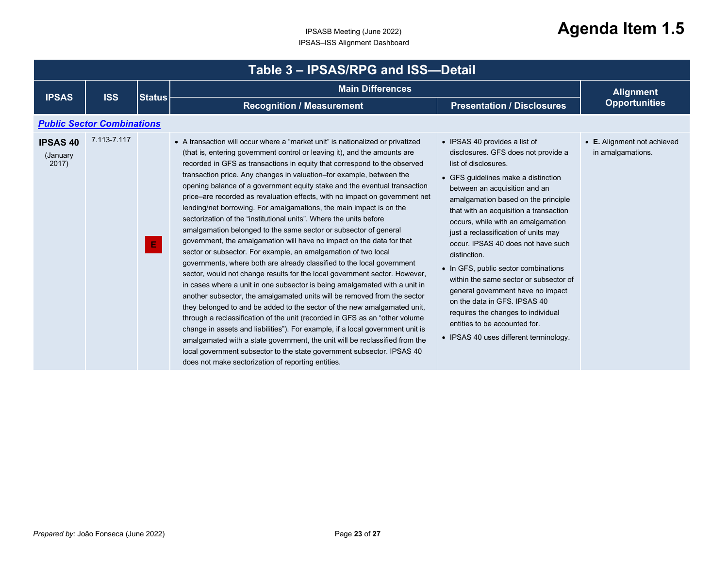# Agenda Item 1.5

## Table 3 – IPSAS/RPG and ISS—Detail

| IPSAS | ISS | Status | Main Differences | | Alignment Opportunities |
|---|---|---|---|---|---|
| | | | Recognition / Measurement | Presentation / Disclosures | |
| ***Public Sector Combinations*** | | | | | |
| **IPSAS 40** (January 2017) | 7.113-7.117 | E | • A transaction will occur where a "market unit" is nationalized or privatized (that is, entering government control or leaving it), and the amounts are recorded in GFS as transactions in equity that correspond to the observed transaction price. Any changes in valuation–for example, between the opening balance of a government equity stake and the eventual transaction price–are recorded as revaluation effects, with no impact on government net lending/net borrowing. For amalgamations, the main impact is on the sectorization of the "institutional units". Where the units before amalgamation belonged to the same sector or subsector of general government, the amalgamation will have no impact on the data for that sector or subsector. For example, an amalgamation of two local governments, where both are already classified to the local government sector, would not change results for the local government sector. However, in cases where a unit in one subsector is being amalgamated with a unit in another subsector, the amalgamated units will be removed from the sector they belonged to and be added to the sector of the new amalgamated unit, through a reclassification of the unit (recorded in GFS as an "other volume change in assets and liabilities"). For example, if a local government unit is amalgamated with a state government, the unit will be reclassified from the local government subsector to the state government subsector. IPSAS 40 does not make sectorization of reporting entities. | • IPSAS 40 provides a list of disclosures. GFS does not provide a list of disclosures.<br>• GFS guidelines make a distinction between an acquisition and an amalgamation based on the principle that with an acquisition a transaction occurs, while with an amalgamation just a reclassification of units may occur. IPSAS 40 does not have such distinction.<br>• In GFS, public sector combinations within the same sector or subsector of general government have no impact on the data in GFS. IPSAS 40 requires the changes to individual entities to be accounted for.<br>• IPSAS 40 uses different terminology. | • **E.** Alignment not achieved in amalgamations. |

*Prepared by:* João Fonseca (June 2022)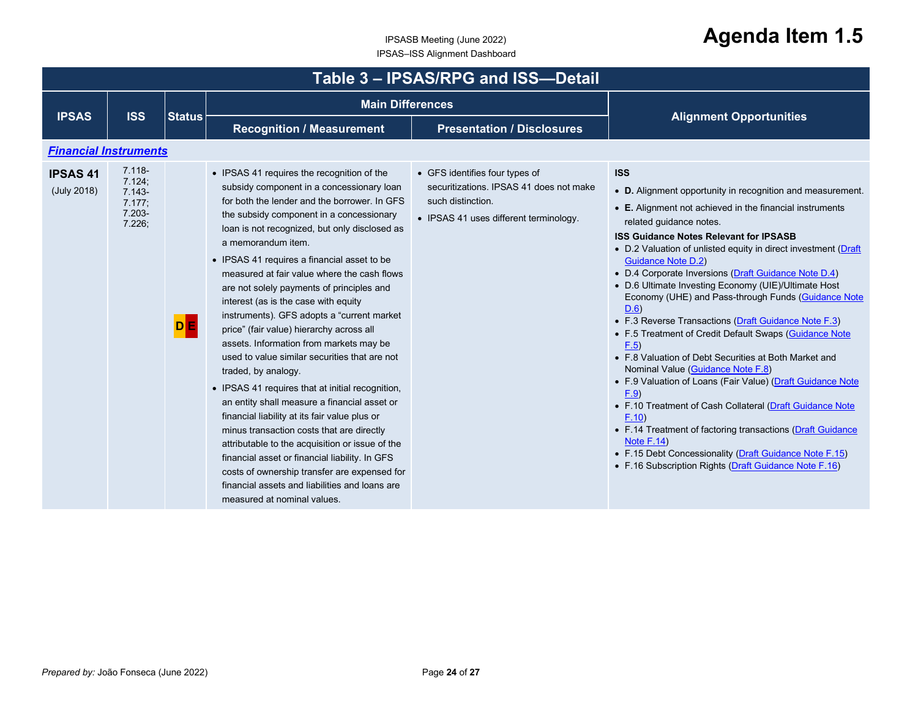Agenda Item 1.5

IPSASB Meeting (June 2022)
IPSAS–ISS Alignment Dashboard

## Table 3 – IPSAS/RPG and ISS—Detail

| IPSAS | ISS | Status | Main Differences | | Alignment Opportunities |
|---|---|---|---|---|---|
| | | | Recognition / Measurement | Presentation / Disclosures | |
| ***Financial Instruments*** | | | | | |
| **IPSAS 41** (July 2018) | 7.118-7.124; 7.143-7.177; 7.203-7.226; | D E | • IPSAS 41 requires the recognition of the subsidy component in a concessionary loan for both the lender and the borrower. In GFS the subsidy component in a concessionary loan is not recognized, but only disclosed as a memorandum item.<br>• IPSAS 41 requires a financial asset to be measured at fair value where the cash flows are not solely payments of principles and interest (as is the case with equity instruments). GFS adopts a "current market price" (fair value) hierarchy across all assets. Information from markets may be used to value similar securities that are not traded, by analogy.<br>• IPSAS 41 requires that at initial recognition, an entity shall measure a financial asset or financial liability at its fair value plus or minus transaction costs that are directly attributable to the acquisition or issue of the financial asset or financial liability. In GFS costs of ownership transfer are expensed for financial assets and liabilities and loans are measured at nominal values. | • GFS identifies four types of securitizations. IPSAS 41 does not make such distinction.<br>• IPSAS 41 uses different terminology. | **ISS**<br>• **D.** Alignment opportunity in recognition and measurement.<br>• **E.** Alignment not achieved in the financial instruments related guidance notes.<br>**ISS Guidance Notes Relevant for IPSASB**<br>• D.2 Valuation of unlisted equity in direct investment (Draft Guidance Note D.2)<br>• D.4 Corporate Inversions (Draft Guidance Note D.4)<br>• D.6 Ultimate Investing Economy (UIE)/Ultimate Host Economy (UHE) and Pass-through Funds (Guidance Note D.6)<br>• F.3 Reverse Transactions (Draft Guidance Note F.3)<br>• F.5 Treatment of Credit Default Swaps (Guidance Note F.5)<br>• F.8 Valuation of Debt Securities at Both Market and Nominal Value (Guidance Note F.8)<br>• F.9 Valuation of Loans (Fair Value) (Draft Guidance Note F.9)<br>• F.10 Treatment of Cash Collateral (Draft Guidance Note F.10)<br>• F.14 Treatment of factoring transactions (Draft Guidance Note F.14)<br>• F.15 Debt Concessionality (Draft Guidance Note F.15)<br>• F.16 Subscription Rights (Draft Guidance Note F.16) |

*Prepared by:* João Fonseca (June 2022)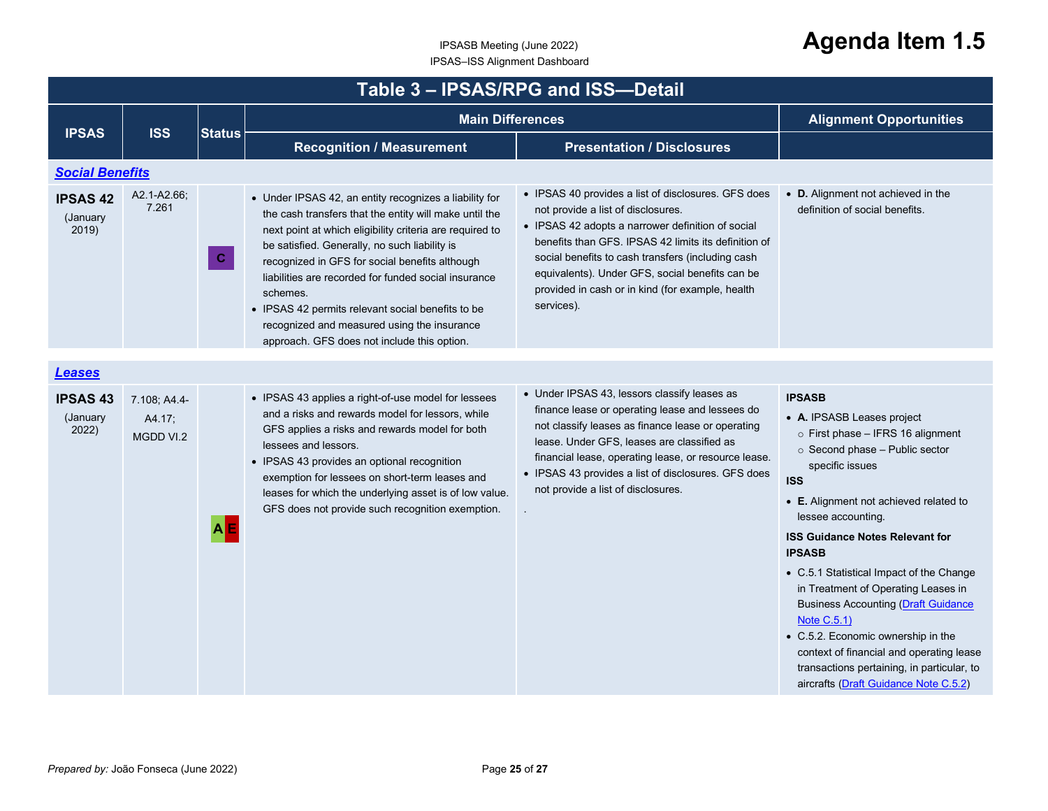| IPSAS | ISS | Status | Main Differences | | Alignment Opportunities |
|---|---|---|---|---|---|
| | | | Recognition / Measurement | Presentation / Disclosures | |
| ***Social Benefits*** | | | | | |
| **IPSAS 42** (January 2019) | A2.1-A2.66; 7.261 | C | • Under IPSAS 42, an entity recognizes a liability for the cash transfers that the entity will make until the next point at which eligibility criteria are required to be satisfied. Generally, no such liability is recognized in GFS for social benefits although liabilities are recorded for funded social insurance schemes.<br>• IPSAS 42 permits relevant social benefits to be recognized and measured using the insurance approach. GFS does not include this option. | • IPSAS 40 provides a list of disclosures. GFS does not provide a list of disclosures.<br>• IPSAS 42 adopts a narrower definition of social benefits than GFS. IPSAS 42 limits its definition of social benefits to cash transfers (including cash equivalents). Under GFS, social benefits can be provided in cash or in kind (for example, health services). | • **D.** Alignment not achieved in the definition of social benefits. |
| ***Leases*** | | | | | |
| **IPSAS 43** (January 2022) | 7.108; A4.4-A4.17; MGDD VI.2 | A E | • IPSAS 43 applies a right-of-use model for lessees and a risks and rewards model for lessors, while GFS applies a risks and rewards model for both lessees and lessors.<br>• IPSAS 43 provides an optional recognition exemption for lessees on short-term leases and leases for which the underlying asset is of low value. GFS does not provide such recognition exemption. | • Under IPSAS 43, lessors classify leases as finance lease or operating lease and lessees do not classify leases as finance lease or operating lease. Under GFS, leases are classified as financial lease, operating lease, or resource lease.<br>• IPSAS 43 provides a list of disclosures. GFS does not provide a list of disclosures.<br>. | **IPSASB**<br>• **A.** IPSASB Leases project<br>○ First phase – IFRS 16 alignment<br>○ Second phase – Public sector specific issues<br>**ISS**<br>• **E.** Alignment not achieved related to lessee accounting.<br>**ISS Guidance Notes Relevant for IPSASB**<br>• C.5.1 Statistical Impact of the Change in Treatment of Operating Leases in Business Accounting (Draft Guidance Note C.5.1)<br>• C.5.2. Economic ownership in the context of financial and operating lease transactions pertaining, in particular, to aircrafts (Draft Guidance Note C.5.2) |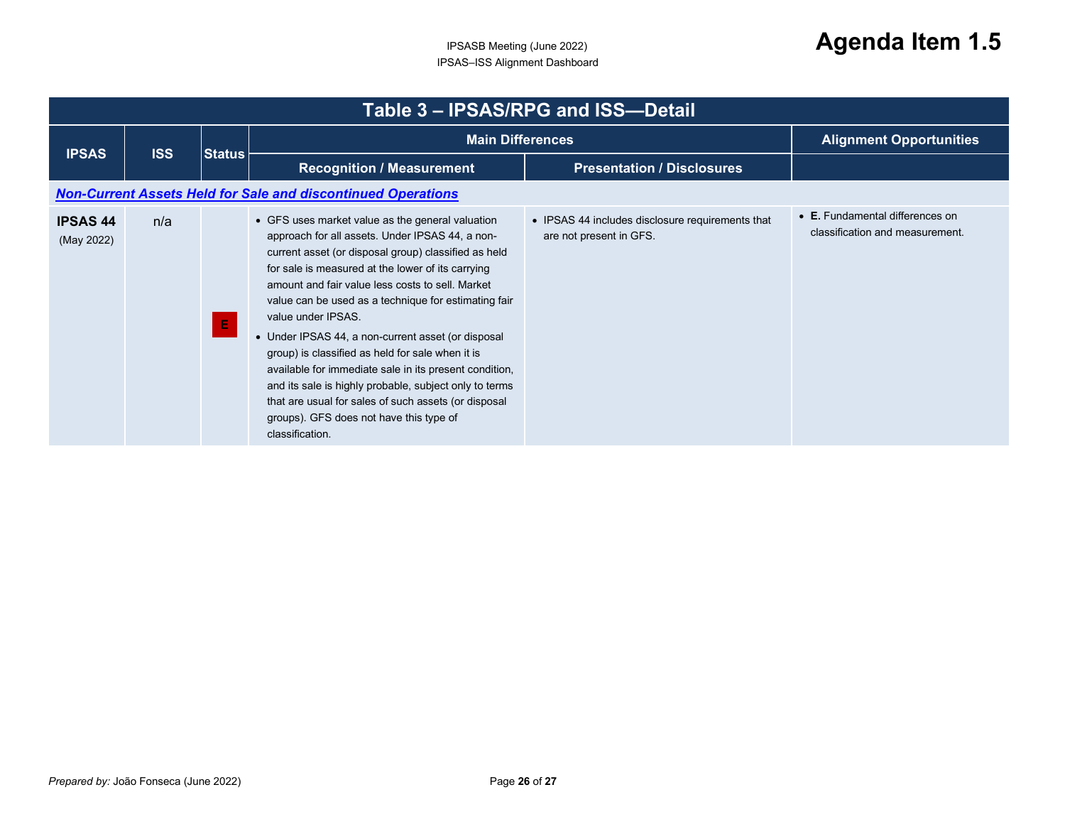# Table 3 – IPSAS/RPG and ISS—Detail

| IPSAS | ISS | Status | Main Differences | | Alignment Opportunities |
|---|---|---|---|---|---|
| | | | Recognition / Measurement | Presentation / Disclosures | |
| ***Non-Current Assets Held for Sale and discontinued Operations*** | | | | | |
| **IPSAS 44** (May 2022) | n/a | E | • GFS uses market value as the general valuation approach for all assets. Under IPSAS 44, a non-current asset (or disposal group) classified as held for sale is measured at the lower of its carrying amount and fair value less costs to sell. Market value can be used as a technique for estimating fair value under IPSAS. <br> • Under IPSAS 44, a non-current asset (or disposal group) is classified as held for sale when it is available for immediate sale in its present condition, and its sale is highly probable, subject only to terms that are usual for sales of such assets (or disposal groups). GFS does not have this type of classification. | • IPSAS 44 includes disclosure requirements that are not present in GFS. | • **E.** Fundamental differences on classification and measurement. |

*Prepared by:* João Fonseca (June 2022)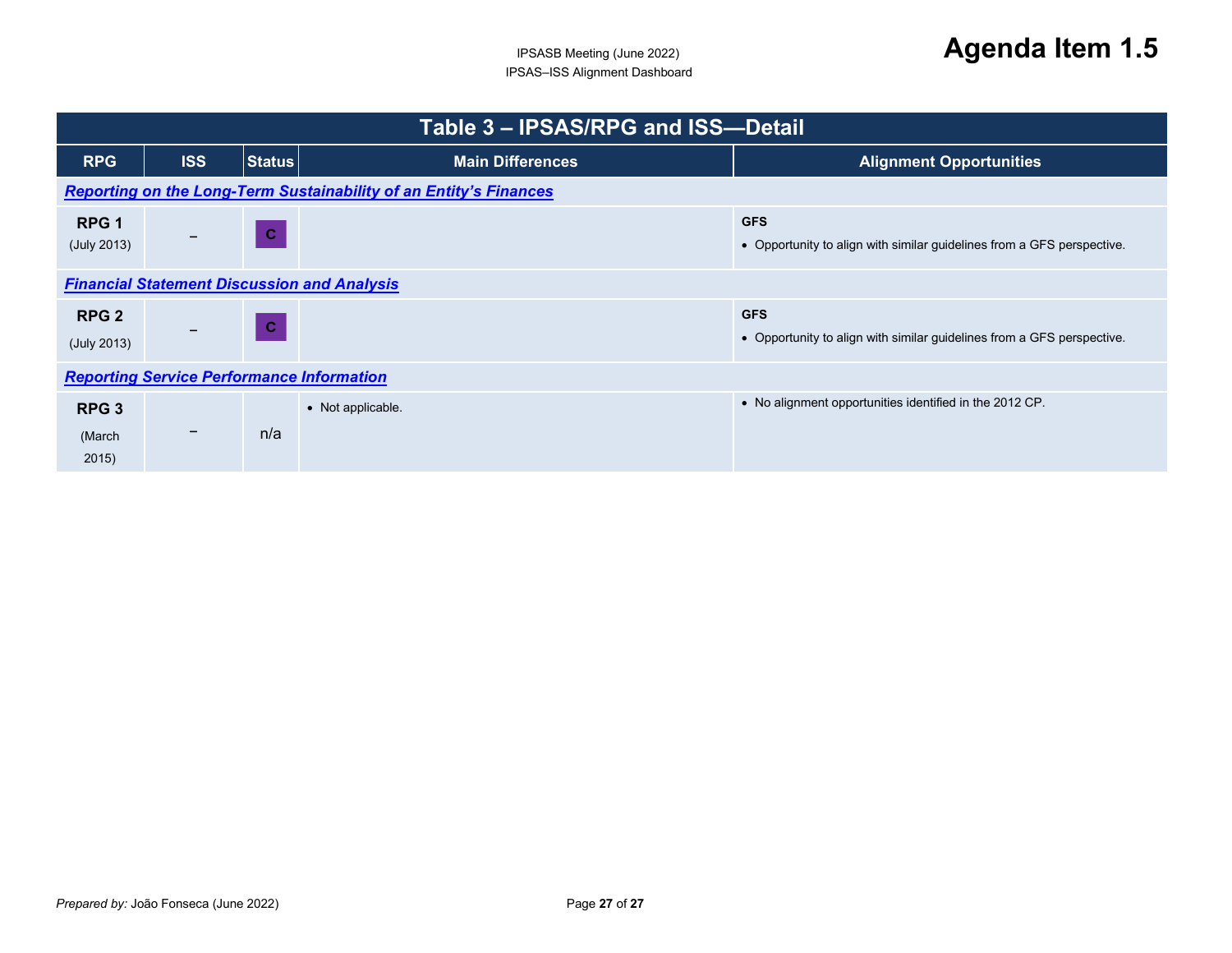| Table 3 – IPSAS/RPG and ISS—Detail | | | | |
|---|---|---|---|---|
| **RPG** | **ISS** | **Status** | **Main Differences** | **Alignment Opportunities** |
| ***Reporting on the Long-Term Sustainability of an Entity's Finances*** | | | | |
| **RPG 1** (July 2013) | – | C | | **GFS** • Opportunity to align with similar guidelines from a GFS perspective. |
| ***Financial Statement Discussion and Analysis*** | | | | |
| **RPG 2** (July 2013) | – | C | | **GFS** • Opportunity to align with similar guidelines from a GFS perspective. |
| ***Reporting Service Performance Information*** | | | | |
| **RPG 3** (March 2015) | – | n/a | • Not applicable. | • No alignment opportunities identified in the 2012 CP. |

*Prepared by:* João Fonseca (June 2022)